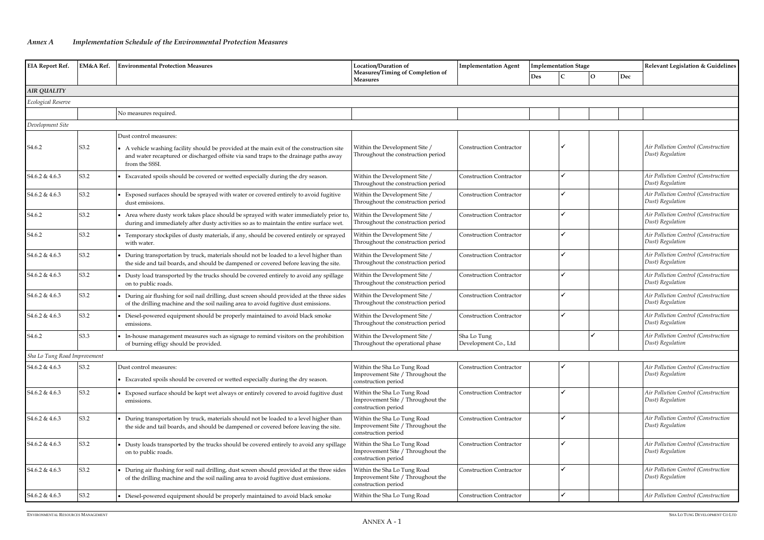## *Annex A Implementation Schedule of the Environmental Protection Measures*

| EIA Report Ref. | EM&A Ref. | Environmental Protection Measures | Location/Duration of Measures/Timing of Completion of Measures | Implementation Agent | Implementation Stage | | | | Relevant Legislation & Guidelines |
|---|---|---|---|---|---|---|---|---|---|
| | | | | | Des | C | O | Dec | |
| ***AIR QUALITY*** | | | | | | | | | |
| *Ecological Reserve* | | | | | | | | | |
| | | No measures required. | | | | | | | |
| *Development Site* | | | | | | | | | |
| S4.6.2 | S3.2 | Dust control measures: • A vehicle washing facility should be provided at the main exit of the construction site and water recaptured or discharged offsite via sand traps to the drainage paths away from the SSSI. | Within the Development Site / Throughout the construction period | Construction Contractor | | ✓ | | | *Air Pollution Control (Construction Dust) Regulation* |
| S4.6.2 & 4.6.3 | S3.2 | • Excavated spoils should be covered or wetted especially during the dry season. | Within the Development Site / Throughout the construction period | Construction Contractor | | ✓ | | | *Air Pollution Control (Construction Dust) Regulation* |
| S4.6.2 & 4.6.3 | S3.2 | • Exposed surfaces should be sprayed with water or covered entirely to avoid fugitive dust emissions. | Within the Development Site / Throughout the construction period | Construction Contractor | | ✓ | | | *Air Pollution Control (Construction Dust) Regulation* |
| S4.6.2 | S3.2 | • Area where dusty work takes place should be sprayed with water immediately prior to, during and immediately after dusty activities so as to maintain the entire surface wet. | Within the Development Site / Throughout the construction period | Construction Contractor | | ✓ | | | *Air Pollution Control (Construction Dust) Regulation* |
| S4.6.2 | S3.2 | • Temporary stockpiles of dusty materials, if any, should be covered entirely or sprayed with water. | Within the Development Site / Throughout the construction period | Construction Contractor | | ✓ | | | *Air Pollution Control (Construction Dust) Regulation* |
| S4.6.2 & 4.6.3 | S3.2 | • During transportation by truck, materials should not be loaded to a level higher than the side and tail boards, and should be dampened or covered before leaving the site. | Within the Development Site / Throughout the construction period | Construction Contractor | | ✓ | | | *Air Pollution Control (Construction Dust) Regulation* |
| S4.6.2 & 4.6.3 | S3.2 | • Dusty load transported by the trucks should be covered entirely to avoid any spillage on to public roads. | Within the Development Site / Throughout the construction period | Construction Contractor | | ✓ | | | *Air Pollution Control (Construction Dust) Regulation* |
| S4.6.2 & 4.6.3 | S3.2 | • During air flushing for soil nail drilling, dust screen should provided at the three sides of the drilling machine and the soil nailing area to avoid fugitive dust emissions. | Within the Development Site / Throughout the construction period | Construction Contractor | | ✓ | | | *Air Pollution Control (Construction Dust) Regulation* |
| S4.6.2 & 4.6.3 | S3.2 | • Diesel-powered equipment should be properly maintained to avoid black smoke emissions. | Within the Development Site / Throughout the construction period | Construction Contractor | | ✓ | | | *Air Pollution Control (Construction Dust) Regulation* |
| S4.6.2 | S3.3 | • In-house management measures such as signage to remind visitors on the prohibition of burning effigy should be provided. | Within the Development Site / Throughout the operational phase | Sha Lo Tung Development Co., Ltd | | | ✓ | | *Air Pollution Control (Construction Dust) Regulation* |
| *Sha Lo Tung Road Improvement* | | | | | | | | | |
| S4.6.2 & 4.6.3 | S3.2 | Dust control measures: • Excavated spoils should be covered or wetted especially during the dry season. | Within the Sha Lo Tung Road Improvement Site / Throughout the construction period | Construction Contractor | | ✓ | | | *Air Pollution Control (Construction Dust) Regulation* |
| S4.6.2 & 4.6.3 | S3.2 | • Exposed surface should be kept wet always or entirely covered to avoid fugitive dust emissions. | Within the Sha Lo Tung Road Improvement Site / Throughout the construction period | Construction Contractor | | ✓ | | | *Air Pollution Control (Construction Dust) Regulation* |
| S4.6.2 & 4.6.3 | S3.2 | • During transportation by truck, materials should not be loaded to a level higher than the side and tail boards, and should be dampened or covered before leaving the site. | Within the Sha Lo Tung Road Improvement Site / Throughout the construction period | Construction Contractor | | ✓ | | | *Air Pollution Control (Construction Dust) Regulation* |
| S4.6.2 & 4.6.3 | S3.2 | • Dusty loads transported by the trucks should be covered entirely to avoid any spillage on to public roads. | Within the Sha Lo Tung Road Improvement Site / Throughout the construction period | Construction Contractor | | ✓ | | | *Air Pollution Control (Construction Dust) Regulation* |
| S4.6.2 & 4.6.3 | S3.2 | • During air flushing for soil nail drilling, dust screen should provided at the three sides of the drilling machine and the soil nailing area to avoid fugitive dust emissions. | Within the Sha Lo Tung Road Improvement Site / Throughout the construction period | Construction Contractor | | ✓ | | | *Air Pollution Control (Construction Dust) Regulation* |
| S4.6.2 & 4.6.3 | S3.2 | • Diesel-powered equipment should be properly maintained to avoid black smoke | Within the Sha Lo Tung Road | Construction Contractor | | ✓ | | | *Air Pollution Control (Construction* |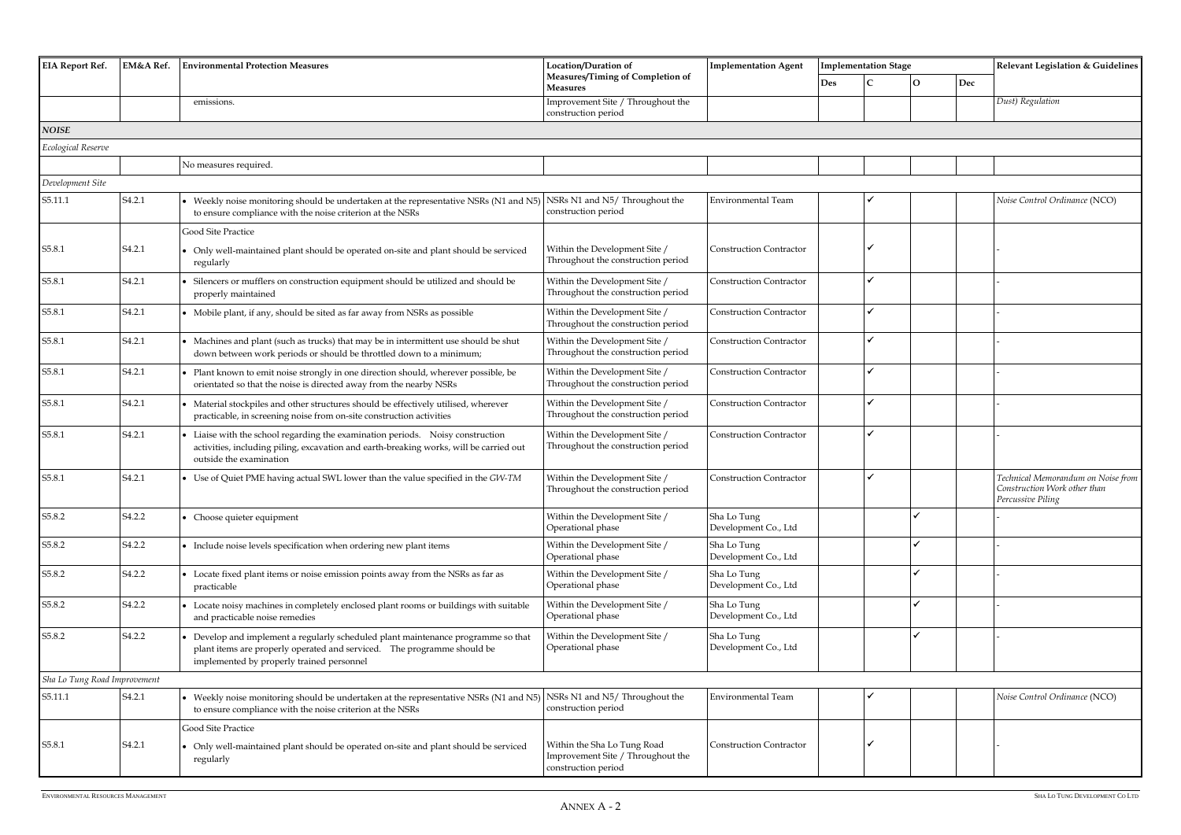| EIA Report Ref. | EM&A Ref. | Environmental Protection Measures | Location/Duration of Measures/Timing of Completion of Measures | Implementation Agent | Implementation Stage | | | | Relevant Legislation & Guidelines |
|---|---|---|---|---|---|---|---|---|---|
| | | | | | Des | C | O | Dec | |
| | | emissions. | Improvement Site / Throughout the construction period | | | | | | *Dust) Regulation* |
| ***NOISE*** | | | | | | | | | |
| *Ecological Reserve* | | | | | | | | | |
| | | No measures required. | | | | | | | |
| *Development Site* | | | | | | | | | |
| S5.11.1 | S4.2.1 | • Weekly noise monitoring should be undertaken at the representative NSRs (N1 and N5) to ensure compliance with the noise criterion at the NSRs | NSRs N1 and N5/ Throughout the construction period | Environmental Team | | ✓ | | | *Noise Control Ordinance* (NCO) |
| S5.8.1 | S4.2.1 | Good Site Practice<br>• Only well-maintained plant should be operated on-site and plant should be serviced regularly | Within the Development Site / Throughout the construction period | Construction Contractor | | ✓ | | | - |
| S5.8.1 | S4.2.1 | • Silencers or mufflers on construction equipment should be utilized and should be properly maintained | Within the Development Site / Throughout the construction period | Construction Contractor | | ✓ | | | - |
| S5.8.1 | S4.2.1 | • Mobile plant, if any, should be sited as far away from NSRs as possible | Within the Development Site / Throughout the construction period | Construction Contractor | | ✓ | | | - |
| S5.8.1 | S4.2.1 | • Machines and plant (such as trucks) that may be in intermittent use should be shut down between work periods or should be throttled down to a minimum; | Within the Development Site / Throughout the construction period | Construction Contractor | | ✓ | | | - |
| S5.8.1 | S4.2.1 | • Plant known to emit noise strongly in one direction should, wherever possible, be orientated so that the noise is directed away from the nearby NSRs | Within the Development Site / Throughout the construction period | Construction Contractor | | ✓ | | | - |
| S5.8.1 | S4.2.1 | • Material stockpiles and other structures should be effectively utilised, wherever practicable, in screening noise from on-site construction activities | Within the Development Site / Throughout the construction period | Construction Contractor | | ✓ | | | - |
| S5.8.1 | S4.2.1 | • Liaise with the school regarding the examination periods. Noisy construction activities, including piling, excavation and earth-breaking works, will be carried out outside the examination | Within the Development Site / Throughout the construction period | Construction Contractor | | ✓ | | | - |
| S5.8.1 | S4.2.1 | • Use of Quiet PME having actual SWL lower than the value specified in the *GW-TM* | Within the Development Site / Throughout the construction period | Construction Contractor | | ✓ | | | *Technical Memorandum on Noise from Construction Work other than Percussive Piling* |
| S5.8.2 | S4.2.2 | • Choose quieter equipment | Within the Development Site / Operational phase | Sha Lo Tung Development Co., Ltd | | | ✓ | | - |
| S5.8.2 | S4.2.2 | • Include noise levels specification when ordering new plant items | Within the Development Site / Operational phase | Sha Lo Tung Development Co., Ltd | | | ✓ | | - |
| S5.8.2 | S4.2.2 | • Locate fixed plant items or noise emission points away from the NSRs as far as practicable | Within the Development Site / Operational phase | Sha Lo Tung Development Co., Ltd | | | ✓ | | - |
| S5.8.2 | S4.2.2 | • Locate noisy machines in completely enclosed plant rooms or buildings with suitable and practicable noise remedies | Within the Development Site / Operational phase | Sha Lo Tung Development Co., Ltd | | | ✓ | | - |
| S5.8.2 | S4.2.2 | • Develop and implement a regularly scheduled plant maintenance programme so that plant items are properly operated and serviced. The programme should be implemented by properly trained personnel | Within the Development Site / Operational phase | Sha Lo Tung Development Co., Ltd | | | ✓ | | - |
| *Sha Lo Tung Road Improvement* | | | | | | | | | |
| S5.11.1 | S4.2.1 | • Weekly noise monitoring should be undertaken at the representative NSRs (N1 and N5) to ensure compliance with the noise criterion at the NSRs | NSRs N1 and N5/ Throughout the construction period | Environmental Team | | ✓ | | | *Noise Control Ordinance* (NCO) |
| S5.8.1 | S4.2.1 | Good Site Practice<br>• Only well-maintained plant should be operated on-site and plant should be serviced regularly | Within the Sha Lo Tung Road Improvement Site / Throughout the construction period | Construction Contractor | | ✓ | | | - |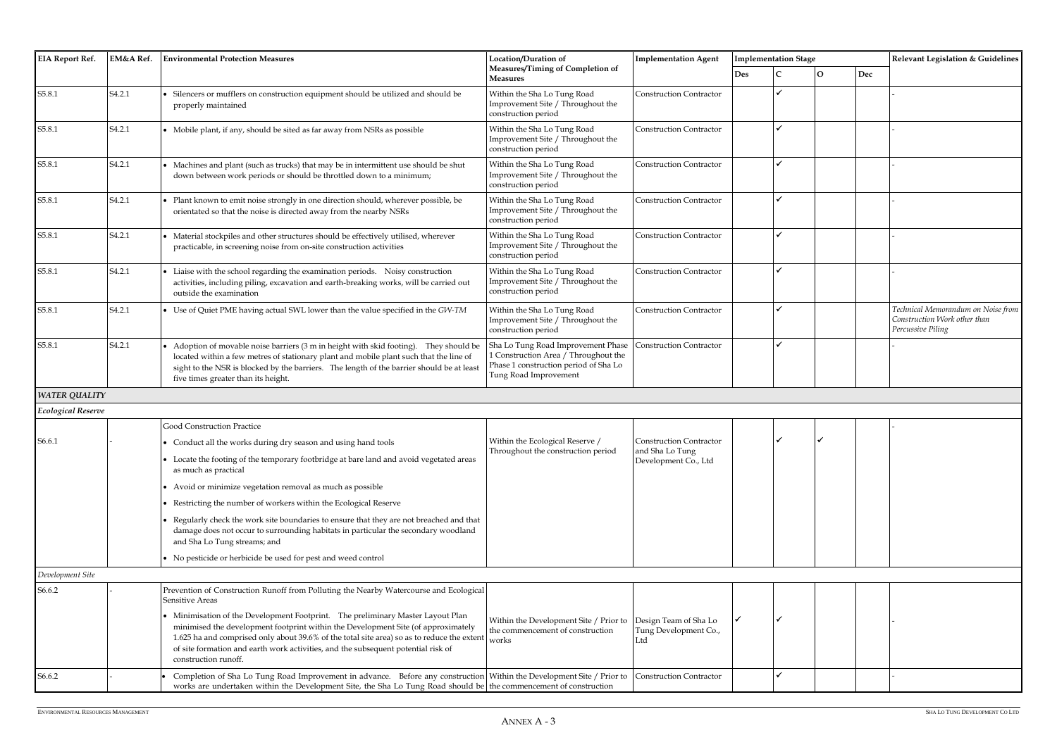| EIA Report Ref. | EM&A Ref. | Environmental Protection Measures | Location/Duration of Measures/Timing of Completion of Measures | Implementation Agent | Implementation Stage | | | | Relevant Legislation & Guidelines |
|---|---|---|---|---|---|---|---|---|---|
| | | | | | Des | C | O | Dec | |
| S5.8.1 | S4.2.1 | • Silencers or mufflers on construction equipment should be utilized and should be properly maintained | Within the Sha Lo Tung Road Improvement Site / Throughout the construction period | Construction Contractor | | ✓ | | | - |
| S5.8.1 | S4.2.1 | • Mobile plant, if any, should be sited as far away from NSRs as possible | Within the Sha Lo Tung Road Improvement Site / Throughout the construction period | Construction Contractor | | ✓ | | | - |
| S5.8.1 | S4.2.1 | • Machines and plant (such as trucks) that may be in intermittent use should be shut down between work periods or should be throttled down to a minimum; | Within the Sha Lo Tung Road Improvement Site / Throughout the construction period | Construction Contractor | | ✓ | | | - |
| S5.8.1 | S4.2.1 | • Plant known to emit noise strongly in one direction should, wherever possible, be orientated so that the noise is directed away from the nearby NSRs | Within the Sha Lo Tung Road Improvement Site / Throughout the construction period | Construction Contractor | | ✓ | | | - |
| S5.8.1 | S4.2.1 | • Material stockpiles and other structures should be effectively utilised, wherever practicable, in screening noise from on-site construction activities | Within the Sha Lo Tung Road Improvement Site / Throughout the construction period | Construction Contractor | | ✓ | | | - |
| S5.8.1 | S4.2.1 | • Liaise with the school regarding the examination periods. Noisy construction activities, including piling, excavation and earth-breaking works, will be carried out outside the examination | Within the Sha Lo Tung Road Improvement Site / Throughout the construction period | Construction Contractor | | ✓ | | | - |
| S5.8.1 | S4.2.1 | • Use of Quiet PME having actual SWL lower than the value specified in the *GW-TM* | Within the Sha Lo Tung Road Improvement Site / Throughout the construction period | Construction Contractor | | ✓ | | | *Technical Memorandum on Noise from Construction Work other than Percussive Piling* |
| S5.8.1 | S4.2.1 | • Adoption of movable noise barriers (3 m in height with skid footing). They should be located within a few metres of stationary plant and mobile plant such that the line of sight to the NSR is blocked by the barriers. The length of the barrier should be at least five times greater than its height. | Sha Lo Tung Road Improvement Phase 1 Construction Area / Throughout the Phase 1 construction period of Sha Lo Tung Road Improvement | Construction Contractor | | ✓ | | | - |
| ***WATER QUALITY*** | | | | | | | | | |
| *Ecological Reserve* | | | | | | | | | |
| S6.6.1 | - | Good Construction Practice<br>• Conduct all the works during dry season and using hand tools<br>• Locate the footing of the temporary footbridge at bare land and avoid vegetated areas as much as practical<br>• Avoid or minimize vegetation removal as much as possible<br>• Restricting the number of workers within the Ecological Reserve<br>• Regularly check the work site boundaries to ensure that they are not breached and that damage does not occur to surrounding habitats in particular the secondary woodland and Sha Lo Tung streams; and<br>• No pesticide or herbicide be used for pest and weed control | Within the Ecological Reserve / Throughout the construction period | Construction Contractor and Sha Lo Tung Development Co., Ltd | | ✓ | ✓ | | - |
| *Development Site* | | | | | | | | | |
| S6.6.2 | - | Prevention of Construction Runoff from Polluting the Nearby Watercourse and Ecological Sensitive Areas<br>• Minimisation of the Development Footprint. The preliminary Master Layout Plan minimised the development footprint within the Development Site (of approximately 1.625 ha and comprised only about 39.6% of the total site area) so as to reduce the extent of site formation and earth work activities, and the subsequent potential risk of construction runoff. | Within the Development Site / Prior to the commencement of construction works | Design Team of Sha Lo Tung Development Co., Ltd | ✓ | ✓ | | | - |
| S6.6.2 | - | • Completion of Sha Lo Tung Road Improvement in advance. Before any construction works are undertaken within the Development Site, the Sha Lo Tung Road should be | Within the Development Site / Prior to the commencement of construction | Construction Contractor | | ✓ | | | - |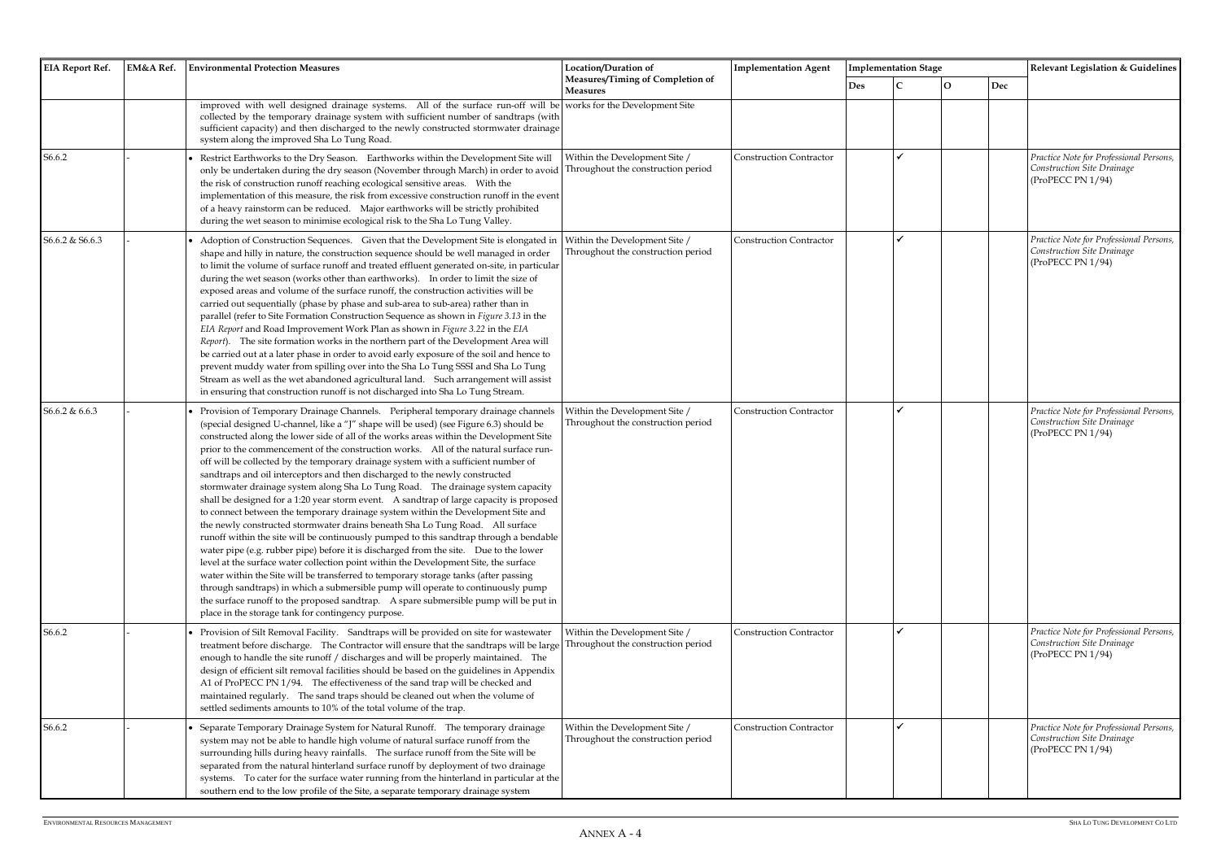| EIA Report Ref. | EM&A Ref. | Environmental Protection Measures | Location/Duration of Measures/Timing of Completion of Measures | Implementation Agent | Implementation Stage | | | | Relevant Legislation & Guidelines |
|---|---|---|---|---|---|---|---|---|---|
| | | | | | Des | C | O | Dec | |
| | | improved with well designed drainage systems. All of the surface run-off will be collected by the temporary drainage system with sufficient number of sandtraps (with sufficient capacity) and then discharged to the newly constructed stormwater drainage system along the improved Sha Lo Tung Road. | works for the Development Site | | | | | | |
| S6.6.2 | - | • Restrict Earthworks to the Dry Season. Earthworks within the Development Site will only be undertaken during the dry season (November through March) in order to avoid the risk of construction runoff reaching ecological sensitive areas. With the implementation of this measure, the risk from excessive construction runoff in the event of a heavy rainstorm can be reduced. Major earthworks will be strictly prohibited during the wet season to minimise ecological risk to the Sha Lo Tung Valley. | Within the Development Site / Throughout the construction period | Construction Contractor | | ✓ | | | *Practice Note for Professional Persons, Construction Site Drainage* (ProPECC PN 1/94) |
| S6.6.2 & S6.6.3 | - | • Adoption of Construction Sequences. Given that the Development Site is elongated in shape and hilly in nature, the construction sequence should be well managed in order to limit the volume of surface runoff and treated effluent generated on-site, in particular during the wet season (works other than earthworks). In order to limit the size of exposed areas and volume of the surface runoff, the construction activities will be carried out sequentially (phase by phase and sub-area to sub-area) rather than in parallel (refer to Site Formation Construction Sequence as shown in *Figure 3.13* in the *EIA Report* and Road Improvement Work Plan as shown in *Figure 3.22* in the *EIA Report*). The site formation works in the northern part of the Development Area will be carried out at a later phase in order to avoid early exposure of the soil and hence to prevent muddy water from spilling over into the Sha Lo Tung SSSI and Sha Lo Tung Stream as well as the wet abandoned agricultural land. Such arrangement will assist in ensuring that construction runoff is not discharged into Sha Lo Tung Stream. | Within the Development Site / Throughout the construction period | Construction Contractor | | ✓ | | | *Practice Note for Professional Persons, Construction Site Drainage* (ProPECC PN 1/94) |
| S6.6.2 & 6.6.3 | - | • Provision of Temporary Drainage Channels. Peripheral temporary drainage channels (special designed U-channel, like a "J" shape will be used) (see Figure 6.3) should be constructed along the lower side of all of the works areas within the Development Site prior to the commencement of the construction works. All of the natural surface run-off will be collected by the temporary drainage system with a sufficient number of sandtraps and oil interceptors and then discharged to the newly constructed stormwater drainage system along Sha Lo Tung Road. The drainage system capacity shall be designed for a 1:20 year storm event. A sandtrap of large capacity is proposed to connect between the temporary drainage system within the Development Site and the newly constructed stormwater drains beneath Sha Lo Tung Road. All surface runoff within the site will be continuously pumped to this sandtrap through a bendable water pipe (e.g. rubber pipe) before it is discharged from the site. Due to the lower level at the surface water collection point within the Development Site, the surface water within the Site will be transferred to temporary storage tanks (after passing through sandtraps) in which a submersible pump will operate to continuously pump the surface runoff to the proposed sandtrap. A spare submersible pump will be put in place in the storage tank for contingency purpose. | Within the Development Site / Throughout the construction period | Construction Contractor | | ✓ | | | *Practice Note for Professional Persons, Construction Site Drainage* (ProPECC PN 1/94) |
| S6.6.2 | - | • Provision of Silt Removal Facility. Sandtraps will be provided on site for wastewater treatment before discharge. The Contractor will ensure that the sandtraps will be large enough to handle the site runoff / discharges and will be properly maintained. The design of efficient silt removal facilities should be based on the guidelines in Appendix A1 of ProPECC PN 1/94. The effectiveness of the sand trap will be checked and maintained regularly. The sand traps should be cleaned out when the volume of settled sediments amounts to 10% of the total volume of the trap. | Within the Development Site / Throughout the construction period | Construction Contractor | | ✓ | | | *Practice Note for Professional Persons, Construction Site Drainage* (ProPECC PN 1/94) |
| S6.6.2 | - | • Separate Temporary Drainage System for Natural Runoff. The temporary drainage system may not be able to handle high volume of natural surface runoff from the surrounding hills during heavy rainfalls. The surface runoff from the Site will be separated from the natural hinterland surface runoff by deployment of two drainage systems. To cater for the surface water running from the hinterland in particular at the southern end to the low profile of the Site, a separate temporary drainage system | Within the Development Site / Throughout the construction period | Construction Contractor | | ✓ | | | *Practice Note for Professional Persons, Construction Site Drainage* (ProPECC PN 1/94) |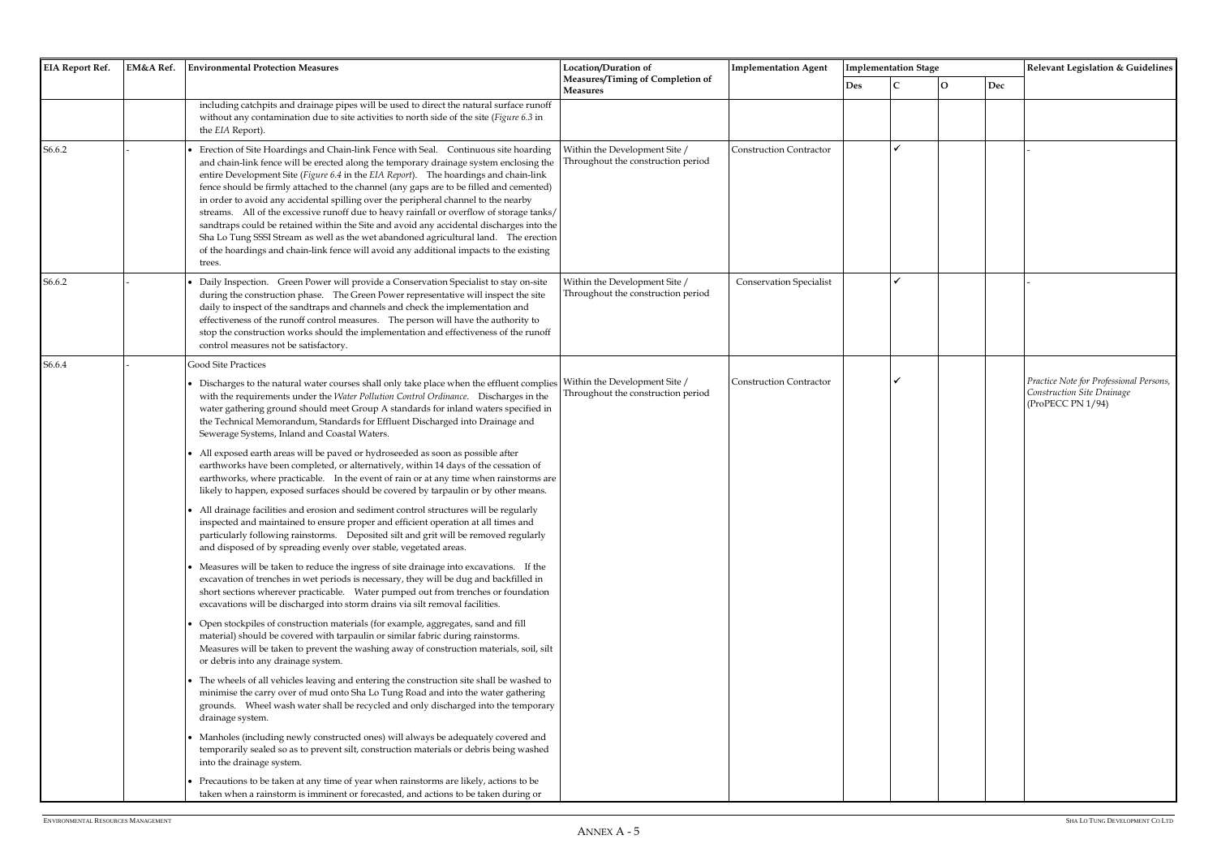| EIA Report Ref. | EM&A Ref. | Environmental Protection Measures | Location/Duration of Measures/Timing of Completion of Measures | Implementation Agent | Implementation Stage | | | | Relevant Legislation & Guidelines |
|---|---|---|---|---|---|---|---|---|---|
| | | | | | Des | C | O | Dec | |
| | | including catchpits and drainage pipes will be used to direct the natural surface runoff without any contamination due to site activities to north side of the site (*Figure 6.3* in the *EIA* Report). | | | | | | | |
| S6.6.2 | - | • Erection of Site Hoardings and Chain-link Fence with Seal. Continuous site hoarding and chain-link fence will be erected along the temporary drainage system enclosing the entire Development Site (*Figure 6.4* in the *EIA Report*). The hoardings and chain-link fence should be firmly attached to the channel (any gaps are to be filled and cemented) in order to avoid any accidental spilling over the peripheral channel to the nearby streams. All of the excessive runoff due to heavy rainfall or overflow of storage tanks/ sandtraps could be retained within the Site and avoid any accidental discharges into the Sha Lo Tung SSSI Stream as well as the wet abandoned agricultural land. The erection of the hoardings and chain-link fence will avoid any additional impacts to the existing trees. | Within the Development Site / Throughout the construction period | Construction Contractor | | ✓ | | | - |
| S6.6.2 | - | • Daily Inspection. Green Power will provide a Conservation Specialist to stay on-site during the construction phase. The Green Power representative will inspect the site daily to inspect of the sandtraps and channels and check the implementation and effectiveness of the runoff control measures. The person will have the authority to stop the construction works should the implementation and effectiveness of the runoff control measures not be satisfactory. | Within the Development Site / Throughout the construction period | Conservation Specialist | | ✓ | | | - |
| S6.6.4 | - | Good Site Practices<br><br>• Discharges to the natural water courses shall only take place when the effluent complies with the requirements under the *Water Pollution Control Ordinance*. Discharges in the water gathering ground should meet Group A standards for inland waters specified in the Technical Memorandum, Standards for Effluent Discharged into Drainage and Sewerage Systems, Inland and Coastal Waters.<br><br>• All exposed earth areas will be paved or hydroseeded as soon as possible after earthworks have been completed, or alternatively, within 14 days of the cessation of earthworks, where practicable. In the event of rain or at any time when rainstorms are likely to happen, exposed surfaces should be covered by tarpaulin or by other means.<br><br>• All drainage facilities and erosion and sediment control structures will be regularly inspected and maintained to ensure proper and efficient operation at all times and particularly following rainstorms. Deposited silt and grit will be removed regularly and disposed of by spreading evenly over stable, vegetated areas.<br><br>• Measures will be taken to reduce the ingress of site drainage into excavations. If the excavation of trenches in wet periods is necessary, they will be dug and backfilled in short sections wherever practicable. Water pumped out from trenches or foundation excavations will be discharged into storm drains via silt removal facilities.<br><br>• Open stockpiles of construction materials (for example, aggregates, sand and fill material) should be covered with tarpaulin or similar fabric during rainstorms. Measures will be taken to prevent the washing away of construction materials, soil, silt or debris into any drainage system.<br><br>• The wheels of all vehicles leaving and entering the construction site shall be washed to minimise the carry over of mud onto Sha Lo Tung Road and into the water gathering grounds. Wheel wash water shall be recycled and only discharged into the temporary drainage system.<br><br>• Manholes (including newly constructed ones) will always be adequately covered and temporarily sealed so as to prevent silt, construction materials or debris being washed into the drainage system.<br><br>• Precautions to be taken at any time of year when rainstorms are likely, actions to be taken when a rainstorm is imminent or forecasted, and actions to be taken during or | Within the Development Site / Throughout the construction period | Construction Contractor | | ✓ | | | *Practice Note for Professional Persons, Construction Site Drainage* (ProPECC PN 1/94) |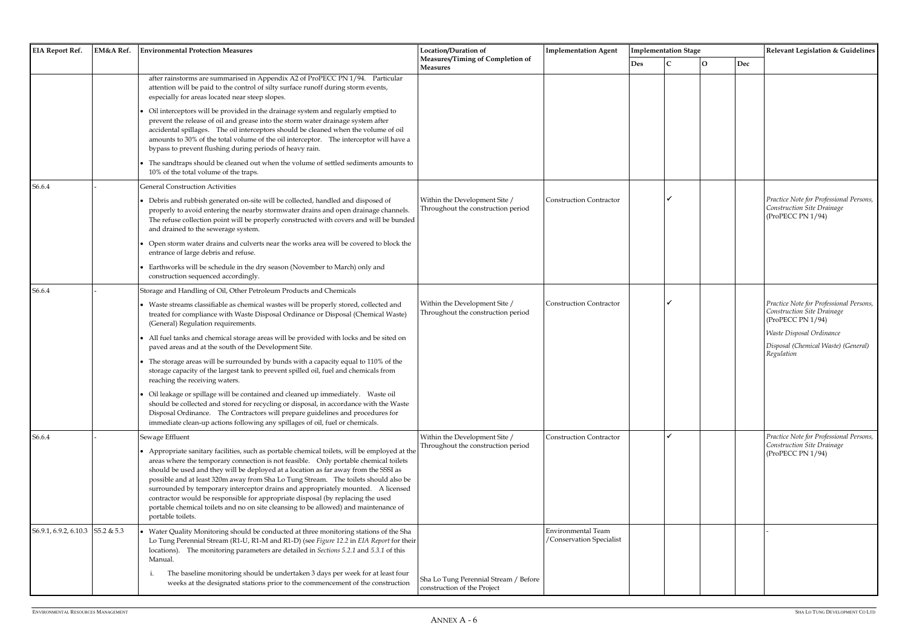| EIA Report Ref. | EM&A Ref. | Environmental Protection Measures | Location/Duration of Measures/Timing of Completion of Measures | Implementation Agent | Implementation Stage | | | | Relevant Legislation & Guidelines |
|---|---|---|---|---|---|---|---|---|---|
| | | | | | Des | C | O | Dec | |
| | | after rainstorms are summarised in Appendix A2 of ProPECC PN 1/94. Particular attention will be paid to the control of silty surface runoff during storm events, especially for areas located near steep slopes.<br>• Oil interceptors will be provided in the drainage system and regularly emptied to prevent the release of oil and grease into the storm water drainage system after accidental spillages. The oil interceptors should be cleaned when the volume of oil amounts to 30% of the total volume of the oil interceptor. The interceptor will have a bypass to prevent flushing during periods of heavy rain.<br>• The sandtraps should be cleaned out when the volume of settled sediments amounts to 10% of the total volume of the traps. | | | | | | | |
| S6.6.4 | - | General Construction Activities<br>• Debris and rubbish generated on-site will be collected, handled and disposed of properly to avoid entering the nearby stormwater drains and open drainage channels. The refuse collection point will be properly constructed with covers and will be bunded and drained to the sewerage system.<br>• Open storm water drains and culverts near the works area will be covered to block the entrance of large debris and refuse.<br>• Earthworks will be schedule in the dry season (November to March) only and construction sequenced accordingly. | Within the Development Site / Throughout the construction period | Construction Contractor | | ✓ | | | *Practice Note for Professional Persons, Construction Site Drainage* (ProPECC PN 1/94) |
| S6.6.4 | - | Storage and Handling of Oil, Other Petroleum Products and Chemicals<br>• Waste streams classifiable as chemical wastes will be properly stored, collected and treated for compliance with Waste Disposal Ordinance or Disposal (Chemical Waste) (General) Regulation requirements.<br>• All fuel tanks and chemical storage areas will be provided with locks and be sited on paved areas and at the south of the Development Site.<br>• The storage areas will be surrounded by bunds with a capacity equal to 110% of the storage capacity of the largest tank to prevent spilled oil, fuel and chemicals from reaching the receiving waters.<br>• Oil leakage or spillage will be contained and cleaned up immediately. Waste oil should be collected and stored for recycling or disposal, in accordance with the Waste Disposal Ordinance. The Contractors will prepare guidelines and procedures for immediate clean-up actions following any spillages of oil, fuel or chemicals. | Within the Development Site / Throughout the construction period | Construction Contractor | | ✓ | | | *Practice Note for Professional Persons, Construction Site Drainage* (ProPECC PN 1/94)<br>*Waste Disposal Ordinance*<br>*Disposal (Chemical Waste) (General) Regulation* |
| S6.6.4 | - | Sewage Effluent<br>• Appropriate sanitary facilities, such as portable chemical toilets, will be employed at the areas where the temporary connection is not feasible. Only portable chemical toilets should be used and they will be deployed at a location as far away from the SSSI as possible and at least 320m away from Sha Lo Tung Stream. The toilets should also be surrounded by temporary interceptor drains and appropriately mounted. A licensed contractor would be responsible for appropriate disposal (by replacing the used portable chemical toilets and no on site cleansing to be allowed) and maintenance of portable toilets. | Within the Development Site / Throughout the construction period | Construction Contractor | | ✓ | | | *Practice Note for Professional Persons, Construction Site Drainage* (ProPECC PN 1/94) |
| S6.9.1, 6.9.2, 6.10.3 | S5.2 & 5.3 | • Water Quality Monitoring should be conducted at three monitoring stations of the Sha Lo Tung Perennial Stream (R1-U, R1-M and R1-D) (see *Figure 12.2* in *EIA Report* for their locations). The monitoring parameters are detailed in *Sections 5.2.1* and *5.3.1* of this Manual.<br>i. The baseline monitoring should be undertaken 3 days per week for at least four weeks at the designated stations prior to the commencement of the construction | Sha Lo Tung Perennial Stream / Before construction of the Project | Environmental Team /Conservation Specialist | | | | | - |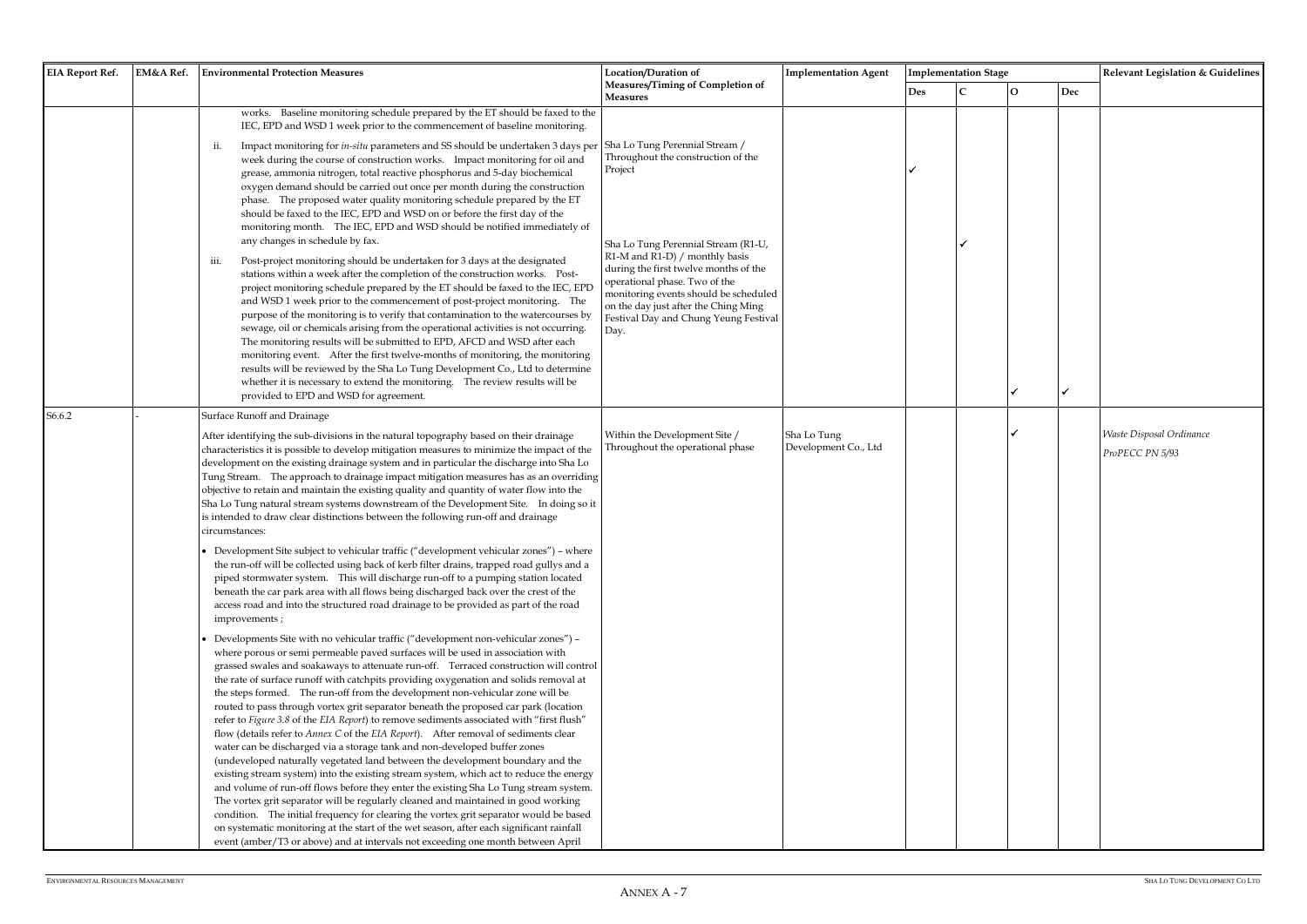| EIA Report Ref. | EM&A Ref. | Environmental Protection Measures | Location/Duration of Measures/Timing of Completion of Measures | Implementation Agent | Implementation Stage | | | | Relevant Legislation & Guidelines |
|---|---|---|---|---|---|---|---|---|---|
| | | | | | Des | C | O | Dec | |
| | | works. Baseline monitoring schedule prepared by the ET should be faxed to the IEC, EPD and WSD 1 week prior to the commencement of baseline monitoring.<br><br>ii. Impact monitoring for *in-situ* parameters and SS should be undertaken 3 days per week during the course of construction works. Impact monitoring for oil and grease, ammonia nitrogen, total reactive phosphorus and 5-day biochemical oxygen demand should be carried out once per month during the construction phase. The proposed water quality monitoring schedule prepared by the ET should be faxed to the IEC, EPD and WSD on or before the first day of the monitoring month. The IEC, EPD and WSD should be notified immediately of any changes in schedule by fax.<br><br>iii. Post-project monitoring should be undertaken for 3 days at the designated stations within a week after the completion of the construction works. Post-project monitoring schedule prepared by the ET should be faxed to the IEC, EPD and WSD 1 week prior to the commencement of post-project monitoring. The purpose of the monitoring is to verify that contamination to the watercourses by sewage, oil or chemicals arising from the operational activities is not occurring. The monitoring results will be submitted to EPD, AFCD and WSD after each monitoring event. After the first twelve-months of monitoring, the monitoring results will be reviewed by the Sha Lo Tung Development Co., Ltd to determine whether it is necessary to extend the monitoring. The review results will be provided to EPD and WSD for agreement. | Sha Lo Tung Perennial Stream / Throughout the construction of the Project<br><br>Sha Lo Tung Perennial Stream (R1-U, R1-M and R1-D) / monthly basis during the first twelve months of the operational phase. Two of the monitoring events should be scheduled on the day just after the Ching Ming Festival Day and Chung Yeung Festival Day. | | ✓ | ✓ | ✓ | ✓ | |
| S6.6.2 | - | Surface Runoff and Drainage<br><br>After identifying the sub-divisions in the natural topography based on their drainage characteristics it is possible to develop mitigation measures to minimize the impact of the development on the existing drainage system and in particular the discharge into Sha Lo Tung Stream. The approach to drainage impact mitigation measures has as an overriding objective to retain and maintain the existing quality and quantity of water flow into the Sha Lo Tung natural stream systems downstream of the Development Site. In doing so it is intended to draw clear distinctions between the following run-off and drainage circumstances:<br><br>• Development Site subject to vehicular traffic ("development vehicular zones") – where the run-off will be collected using back of kerb filter drains, trapped road gullys and a piped stormwater system. This will discharge run-off to a pumping station located beneath the car park area with all flows being discharged back over the crest of the access road and into the structured road drainage to be provided as part of the road improvements ;<br><br>• Developments Site with no vehicular traffic ("development non-vehicular zones") – where porous or semi permeable paved surfaces will be used in association with grassed swales and soakaways to attenuate run-off. Terraced construction will control the rate of surface runoff with catchpits providing oxygenation and solids removal at the steps formed. The run-off from the development non-vehicular zone will be routed to pass through vortex grit separator beneath the proposed car park (location refer to *Figure 3.8* of the *EIA Report*) to remove sediments associated with "first flush" flow (details refer to *Annex C* of the *EIA Report*). After removal of sediments clear water can be discharged via a storage tank and non-developed buffer zones (undeveloped naturally vegetated land between the development boundary and the existing stream system) into the existing stream system, which act to reduce the energy and volume of run-off flows before they enter the existing Sha Lo Tung stream system. The vortex grit separator will be regularly cleaned and maintained in good working condition. The initial frequency for clearing the vortex grit separator would be based on systematic monitoring at the start of the wet season, after each significant rainfall event (amber/T3 or above) and at intervals not exceeding one month between April | Within the Development Site / Throughout the operational phase | Sha Lo Tung Development Co., Ltd | | | ✓ | | *Waste Disposal Ordinance*<br><br>*ProPECC PN 5/93* |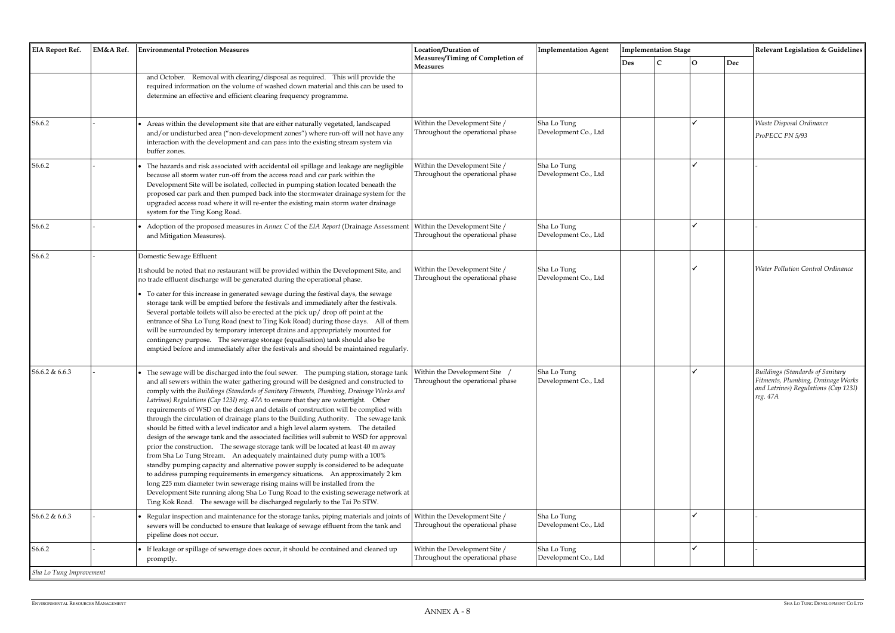| EIA Report Ref. | EM&A Ref. | Environmental Protection Measures | Location/Duration of Measures/Timing of Completion of Measures | Implementation Agent | Implementation Stage | | | | Relevant Legislation & Guidelines |
|---|---|---|---|---|---|---|---|---|---|
| | | | | | Des | C | O | Dec | |
| | | and October. Removal with clearing/disposal as required. This will provide the required information on the volume of washed down material and this can be used to determine an effective and efficient clearing frequency programme. | | | | | | | |
| S6.6.2 | - | • Areas within the development site that are either naturally vegetated, landscaped and/or undisturbed area ("non-development zones") where run-off will not have any interaction with the development and can pass into the existing stream system via buffer zones. | Within the Development Site / Throughout the operational phase | Sha Lo Tung Development Co., Ltd | | | ✓ | | *Waste Disposal Ordinance* *ProPECC PN 5/93* |
| S6.6.2 | - | • The hazards and risk associated with accidental oil spillage and leakage are negligible because all storm water run-off from the access road and car park within the Development Site will be isolated, collected in pumping station located beneath the proposed car park and then pumped back into the stormwater drainage system for the upgraded access road where it will re-enter the existing main storm water drainage system for the Ting Kong Road. | Within the Development Site / Throughout the operational phase | Sha Lo Tung Development Co., Ltd | | | ✓ | | - |
| S6.6.2 | - | • Adoption of the proposed measures in *Annex C* of the *EIA Report* (Drainage Assessment and Mitigation Measures). | Within the Development Site / Throughout the operational phase | Sha Lo Tung Development Co., Ltd | | | ✓ | | - |
| S6.6.2 | - | Domestic Sewage Effluent<br>It should be noted that no restaurant will be provided within the Development Site, and no trade effluent discharge will be generated during the operational phase.<br>• To cater for this increase in generated sewage during the festival days, the sewage storage tank will be emptied before the festivals and immediately after the festivals. Several portable toilets will also be erected at the pick up/ drop off point at the entrance of Sha Lo Tung Road (next to Ting Kok Road) during those days. All of them will be surrounded by temporary intercept drains and appropriately mounted for contingency purpose. The sewerage storage (equalisation) tank should also be emptied before and immediately after the festivals and should be maintained regularly. | Within the Development Site / Throughout the operational phase | Sha Lo Tung Development Co., Ltd | | | ✓ | | *Water Pollution Control Ordinance* |
| S6.6.2 & 6.6.3 | - | • The sewage will be discharged into the foul sewer. The pumping station, storage tank and all sewers within the water gathering ground will be designed and constructed to comply with the *Buildings (Standards of Sanitary Fitments, Plumbing, Drainage Works and Latrines) Regulations (Cap 123I) reg. 47A* to ensure that they are watertight. Other requirements of WSD on the design and details of construction will be complied with through the circulation of drainage plans to the Building Authority. The sewage tank should be fitted with a level indicator and a high level alarm system. The detailed design of the sewage tank and the associated facilities will submit to WSD for approval prior the construction. The sewage storage tank will be located at least 40 m away from Sha Lo Tung Stream. An adequately maintained duty pump with a 100% standby pumping capacity and alternative power supply is considered to be adequate to address pumping requirements in emergency situations. An approximately 2 km long 225 mm diameter twin sewerage rising mains will be installed from the Development Site running along Sha Lo Tung Road to the existing sewerage network at Ting Kok Road. The sewage will be discharged regularly to the Tai Po STW. | Within the Development Site / Throughout the operational phase | Sha Lo Tung Development Co., Ltd | | | ✓ | | *Buildings (Standards of Sanitary Fitments, Plumbing, Drainage Works and Latrines) Regulations (Cap 123I) reg. 47A* |
| S6.6.2 & 6.6.3 | - | • Regular inspection and maintenance for the storage tanks, piping materials and joints of sewers will be conducted to ensure that leakage of sewage effluent from the tank and pipeline does not occur. | Within the Development Site / Throughout the operational phase | Sha Lo Tung Development Co., Ltd | | | ✓ | | - |
| S6.6.2 | - | • If leakage or spillage of sewerage does occur, it should be contained and cleaned up promptly. | Within the Development Site / Throughout the operational phase | Sha Lo Tung Development Co., Ltd | | | ✓ | | - |

*Sha Lo Tung Improvement*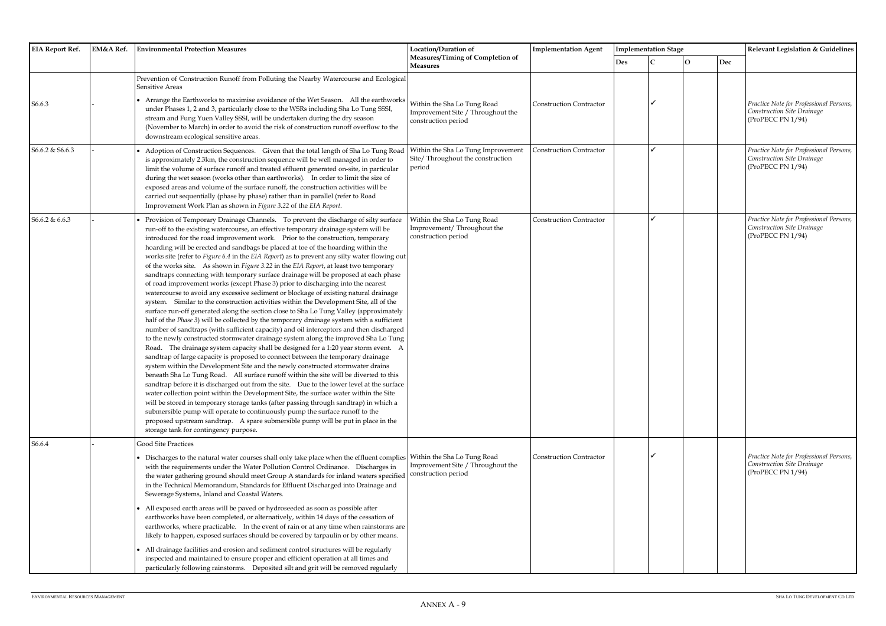| EIA Report Ref. | EM&A Ref. | Environmental Protection Measures | Location/Duration of Measures/Timing of Completion of Measures | Implementation Agent | Implementation Stage | | | | Relevant Legislation & Guidelines |
|---|---|---|---|---|---|---|---|---|---|
| | | | | | Des | C | O | Dec | |
| | | Prevention of Construction Runoff from Polluting the Nearby Watercourse and Ecological Sensitive Areas | | | | | | | |
| S6.6.3 | - | • Arrange the Earthworks to maximise avoidance of the Wet Season. All the earthworks under Phases 1, 2 and 3, particularly close to the WSRs including Sha Lo Tung SSSI, stream and Fung Yuen Valley SSSI, will be undertaken during the dry season (November to March) in order to avoid the risk of construction runoff overflow to the downstream ecological sensitive areas. | Within the Sha Lo Tung Road Improvement Site / Throughout the construction period | Construction Contractor | | ✓ | | | *Practice Note for Professional Persons, Construction Site Drainage* (ProPECC PN 1/94) |
| S6.6.2 & S6.6.3 | - | • Adoption of Construction Sequences. Given that the total length of Sha Lo Tung Road is approximately 2.3km, the construction sequence will be well managed in order to limit the volume of surface runoff and treated effluent generated on-site, in particular during the wet season (works other than earthworks). In order to limit the size of exposed areas and volume of the surface runoff, the construction activities will be carried out sequentially (phase by phase) rather than in parallel (refer to Road Improvement Work Plan as shown in *Figure 3.22* of the *EIA Report*. | Within the Sha Lo Tung Improvement Site/ Throughout the construction period | Construction Contractor | | ✓ | | | *Practice Note for Professional Persons, Construction Site Drainage* (ProPECC PN 1/94) |
| S6.6.2 & 6.6.3 | - | • Provision of Temporary Drainage Channels. To prevent the discharge of silty surface run-off to the existing watercourse, an effective temporary drainage system will be introduced for the road improvement work. Prior to the construction, temporary hoarding will be erected and sandbags be placed at toe of the hoarding within the works site (refer to *Figure 6.4* in the *EIA Report*) as to prevent any silty water flowing out of the works site. As shown in *Figure 3.22* in the *EIA Report*, at least two temporary sandtraps connecting with temporary surface drainage will be proposed at each phase of road improvement works (except Phase 3) prior to discharging into the nearest watercourse to avoid any excessive sediment or blockage of existing natural drainage system. Similar to the construction activities within the Development Site, all of the surface run-off generated along the section close to Sha Lo Tung Valley (approximately half of the *Phase 3*) will be collected by the temporary drainage system with a sufficient number of sandtraps (with sufficient capacity) and oil interceptors and then discharged to the newly constructed stormwater drainage system along the improved Sha Lo Tung Road. The drainage system capacity shall be designed for a 1:20 year storm event. A sandtrap of large capacity is proposed to connect between the temporary drainage system within the Development Site and the newly constructed stormwater drains beneath Sha Lo Tung Road. All surface runoff within the site will be diverted to this sandtrap before it is discharged out from the site. Due to the lower level at the surface water collection point within the Development Site, the surface water within the Site will be stored in temporary storage tanks (after passing through sandtrap) in which a submersible pump will operate to continuously pump the surface runoff to the proposed upstream sandtrap. A spare submersible pump will be put in place in the storage tank for contingency purpose. | Within the Sha Lo Tung Road Improvement/ Throughout the construction period | Construction Contractor | | ✓ | | | *Practice Note for Professional Persons, Construction Site Drainage* (ProPECC PN 1/94) |
| S6.6.4 | - | Good Site Practices | | | | | | | |
| | | • Discharges to the natural water courses shall only take place when the effluent complies with the requirements under the Water Pollution Control Ordinance. Discharges in the water gathering ground should meet Group A standards for inland waters specified in the Technical Memorandum, Standards for Effluent Discharged into Drainage and Sewerage Systems, Inland and Coastal Waters.<br>• All exposed earth areas will be paved or hydroseeded as soon as possible after earthworks have been completed, or alternatively, within 14 days of the cessation of earthworks, where practicable. In the event of rain or at any time when rainstorms are likely to happen, exposed surfaces should be covered by tarpaulin or by other means.<br>• All drainage facilities and erosion and sediment control structures will be regularly inspected and maintained to ensure proper and efficient operation at all times and particularly following rainstorms. Deposited silt and grit will be removed regularly | Within the Sha Lo Tung Road Improvement Site / Throughout the construction period | Construction Contractor | | ✓ | | | *Practice Note for Professional Persons, Construction Site Drainage* (ProPECC PN 1/94) |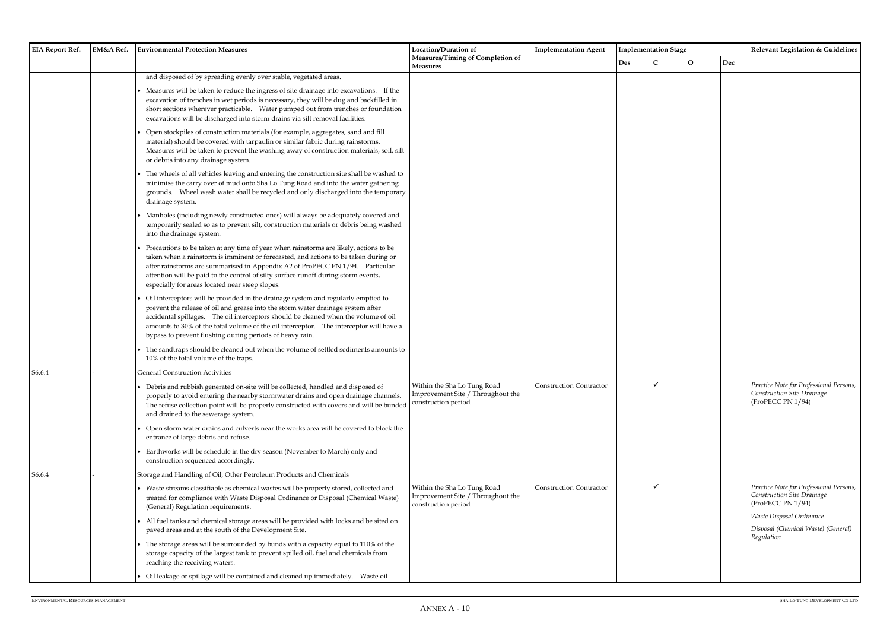| EIA Report Ref. | EM&A Ref. | Environmental Protection Measures | Location/Duration of Measures/Timing of Completion of Measures | Implementation Agent | Implementation Stage | | | | Relevant Legislation & Guidelines |
|---|---|---|---|---|---|---|---|---|---|
| | | | | | Des | C | O | Dec | |
| | | and disposed of by spreading evenly over stable, vegetated areas.<br>• Measures will be taken to reduce the ingress of site drainage into excavations. If the excavation of trenches in wet periods is necessary, they will be dug and backfilled in short sections wherever practicable. Water pumped out from trenches or foundation excavations will be discharged into storm drains via silt removal facilities.<br>• Open stockpiles of construction materials (for example, aggregates, sand and fill material) should be covered with tarpaulin or similar fabric during rainstorms. Measures will be taken to prevent the washing away of construction materials, soil, silt or debris into any drainage system.<br>• The wheels of all vehicles leaving and entering the construction site shall be washed to minimise the carry over of mud onto Sha Lo Tung Road and into the water gathering grounds. Wheel wash water shall be recycled and only discharged into the temporary drainage system.<br>• Manholes (including newly constructed ones) will always be adequately covered and temporarily sealed so as to prevent silt, construction materials or debris being washed into the drainage system.<br>• Precautions to be taken at any time of year when rainstorms are likely, actions to be taken when a rainstorm is imminent or forecasted, and actions to be taken during or after rainstorms are summarised in Appendix A2 of ProPECC PN 1/94. Particular attention will be paid to the control of silty surface runoff during storm events, especially for areas located near steep slopes.<br>• Oil interceptors will be provided in the drainage system and regularly emptied to prevent the release of oil and grease into the storm water drainage system after accidental spillages. The oil interceptors should be cleaned when the volume of oil amounts to 30% of the total volume of the oil interceptor. The interceptor will have a bypass to prevent flushing during periods of heavy rain.<br>• The sandtraps should be cleaned out when the volume of settled sediments amounts to 10% of the total volume of the traps. | | | | | | | |
| S6.6.4 | - | General Construction Activities<br>• Debris and rubbish generated on-site will be collected, handled and disposed of properly to avoid entering the nearby stormwater drains and open drainage channels. The refuse collection point will be properly constructed with covers and will be bunded and drained to the sewerage system.<br>• Open storm water drains and culverts near the works area will be covered to block the entrance of large debris and refuse.<br>• Earthworks will be schedule in the dry season (November to March) only and construction sequenced accordingly. | Within the Sha Lo Tung Road Improvement Site / Throughout the construction period | Construction Contractor | | ✓ | | | *Practice Note for Professional Persons, Construction Site Drainage* (ProPECC PN 1/94) |
| S6.6.4 | - | Storage and Handling of Oil, Other Petroleum Products and Chemicals<br>• Waste streams classifiable as chemical wastes will be properly stored, collected and treated for compliance with Waste Disposal Ordinance or Disposal (Chemical Waste) (General) Regulation requirements.<br>• All fuel tanks and chemical storage areas will be provided with locks and be sited on paved areas and at the south of the Development Site.<br>• The storage areas will be surrounded by bunds with a capacity equal to 110% of the storage capacity of the largest tank to prevent spilled oil, fuel and chemicals from reaching the receiving waters.<br>• Oil leakage or spillage will be contained and cleaned up immediately. Waste oil | Within the Sha Lo Tung Road Improvement Site / Throughout the construction period | Construction Contractor | | ✓ | | | *Practice Note for Professional Persons, Construction Site Drainage* (ProPECC PN 1/94)<br>*Waste Disposal Ordinance*<br>*Disposal (Chemical Waste) (General) Regulation* |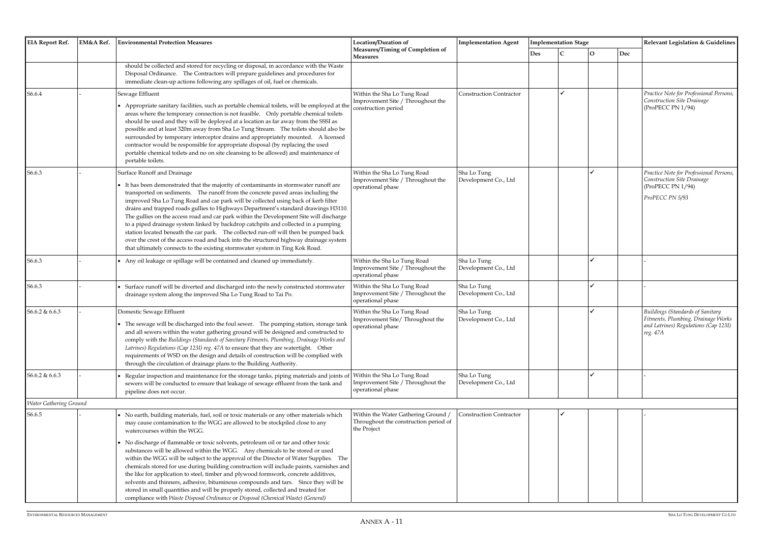| EIA Report Ref. | EM&A Ref. | Environmental Protection Measures | Location/Duration of Measures/Timing of Completion of Measures | Implementation Agent | Implementation Stage | | | | Relevant Legislation & Guidelines |
|---|---|---|---|---|---|---|---|---|---|
| | | | | | Des | C | O | Dec | |
| | | should be collected and stored for recycling or disposal, in accordance with the Waste Disposal Ordinance. The Contractors will prepare guidelines and procedures for immediate clean-up actions following any spillages of oil, fuel or chemicals. | | | | | | | |
| S6.6.4 | - | Sewage Effluent<br>• Appropriate sanitary facilities, such as portable chemical toilets, will be employed at the areas where the temporary connection is not feasible. Only portable chemical toilets should be used and they will be deployed at a location as far away from the SSSI as possible and at least 320m away from Sha Lo Tung Stream. The toilets should also be surrounded by temporary interceptor drains and appropriately mounted. A licensed contractor would be responsible for appropriate disposal (by replacing the used portable chemical toilets and no on site cleansing to be allowed) and maintenance of portable toilets. | Within the Sha Lo Tung Road Improvement Site / Throughout the construction period | Construction Contractor | | ✓ | | | *Practice Note for Professional Persons, Construction Site Drainage* (ProPECC PN 1/94) |
| S6.6.3 | - | Surface Runoff and Drainage<br>• It has been demonstrated that the majority of contaminants in stormwater runoff are transported on sediments. The runoff from the concrete paved areas including the improved Sha Lo Tung Road and car park will be collected using back of kerb filter drains and trapped roads gullies to Highways Department's standard drawings H3110. The gullies on the access road and car park within the Development Site will discharge to a piped drainage system linked by backdrop catchpits and collected in a pumping station located beneath the car park. The collected run-off will then be pumped back over the crest of the access road and back into the structured highway drainage system that ultimately connects to the existing stormwater system in Ting Kok Road. | Within the Sha Lo Tung Road Improvement Site / Throughout the operational phase | Sha Lo Tung Development Co., Ltd | | | ✓ | | *Practice Note for Professional Persons, Construction Site Drainage* (ProPECC PN 1/94)<br>*ProPECC PN 5/93* |
| S6.6.3 | - | • Any oil leakage or spillage will be contained and cleaned up immediately. | Within the Sha Lo Tung Road Improvement Site / Throughout the operational phase | Sha Lo Tung Development Co., Ltd | | | ✓ | | - |
| S6.6.3 | - | • Surface runoff will be diverted and discharged into the newly constructed stormwater drainage system along the improved Sha Lo Tung Road to Tai Po. | Within the Sha Lo Tung Road Improvement Site / Throughout the operational phase | Sha Lo Tung Development Co., Ltd | | | ✓ | | - |
| S6.6.2 & 6.6.3 | - | Domestic Sewage Effluent<br>• The sewage will be discharged into the foul sewer. The pumping station, storage tank and all sewers within the water gathering ground will be designed and constructed to comply with the *Buildings (Standards of Sanitary Fitments, Plumbing, Drainage Works and Latrines) Regulations (Cap 123I) reg. 47A* to ensure that they are watertight. Other requirements of WSD on the design and details of construction will be complied with through the circulation of drainage plans to the Building Authority. | Within the Sha Lo Tung Road Improvement Site/ Throughout the operational phase | Sha Lo Tung Development Co., Ltd | | | ✓ | | *Buildings (Standards of Sanitary Fitments, Plumbing, Drainage Works and Latrines) Regulations (Cap 123I) reg. 47A* |
| S6.6.2 & 6.6.3 | - | • Regular inspection and maintenance for the storage tanks, piping materials and joints of sewers will be conducted to ensure that leakage of sewage effluent from the tank and pipeline does not occur. | Within the Sha Lo Tung Road Improvement Site / Throughout the operational phase | Sha Lo Tung Development Co., Ltd | | | ✓ | | - |
| *Water Gathering Ground* | | | | | | | | | |
| S6.6.5 | - | • No earth, building materials, fuel, soil or toxic materials or any other materials which may cause contamination to the WGG are allowed to be stockpiled close to any watercourses within the WGG.<br>• No discharge of flammable or toxic solvents, petroleum oil or tar and other toxic substances will be allowed within the WGG. Any chemicals to be stored or used within the WGG will be subject to the approval of the Director of Water Supplies. The chemicals stored for use during building construction will include paints, varnishes and the like for application to steel, timber and plywood formwork, concrete additives, solvents and thinners, adhesive, bituminous compounds and tars. Since they will be stored in small quantities and will be properly stored, collected and treated for compliance with *Waste Disposal Ordinance* or *Disposal (Chemical Waste) (General)* | Within the Water Gathering Ground / Throughout the construction period of the Project | Construction Contractor | | ✓ | | | - |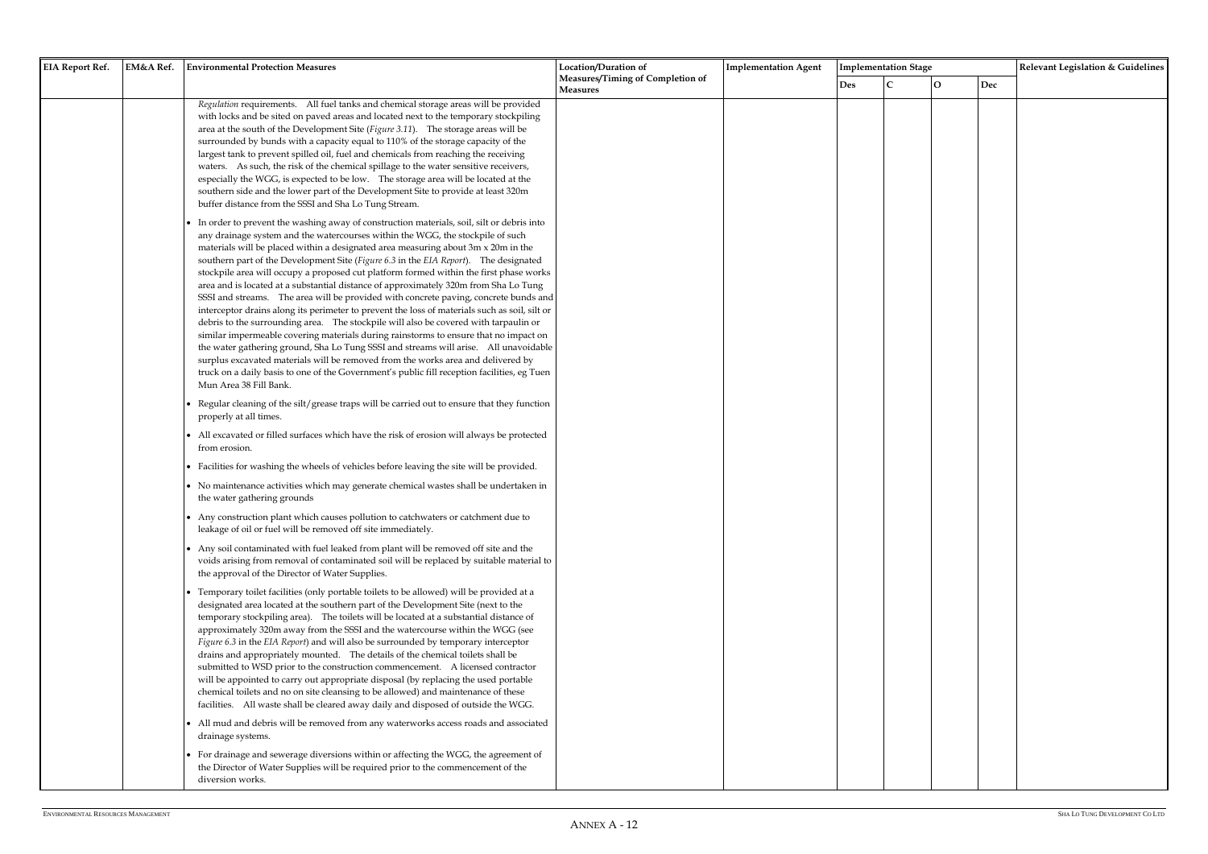| EIA Report Ref. | EM&A Ref. | Environmental Protection Measures | Location/Duration of Measures/Timing of Completion of Measures | Implementation Agent | Implementation Stage | | | | Relevant Legislation & Guidelines |
|---|---|---|---|---|---|---|---|---|---|
| | | | | | Des | C | O | Dec | |
| | | *Regulation* requirements. All fuel tanks and chemical storage areas will be provided with locks and be sited on paved areas and located next to the temporary stockpiling area at the south of the Development Site (*Figure 3.11*). The storage areas will be surrounded by bunds with a capacity equal to 110% of the storage capacity of the largest tank to prevent spilled oil, fuel and chemicals from reaching the receiving waters. As such, the risk of the chemical spillage to the water sensitive receivers, especially the WGG, is expected to be low. The storage area will be located at the southern side and the lower part of the Development Site to provide at least 320m buffer distance from the SSSI and Sha Lo Tung Stream.<br><br>• In order to prevent the washing away of construction materials, soil, silt or debris into any drainage system and the watercourses within the WGG, the stockpile of such materials will be placed within a designated area measuring about 3m x 20m in the southern part of the Development Site (*Figure 6.3* in the *EIA Report*). The designated stockpile area will occupy a proposed cut platform formed within the first phase works area and is located at a substantial distance of approximately 320m from Sha Lo Tung SSSI and streams. The area will be provided with concrete paving, concrete bunds and interceptor drains along its perimeter to prevent the loss of materials such as soil, silt or debris to the surrounding area. The stockpile will also be covered with tarpaulin or similar impermeable covering materials during rainstorms to ensure that no impact on the water gathering ground, Sha Lo Tung SSSI and streams will arise. All unavoidable surplus excavated materials will be removed from the works area and delivered by truck on a daily basis to one of the Government's public fill reception facilities, eg Tuen Mun Area 38 Fill Bank.<br><br>• Regular cleaning of the silt/grease traps will be carried out to ensure that they function properly at all times.<br><br>• All excavated or filled surfaces which have the risk of erosion will always be protected from erosion.<br><br>• Facilities for washing the wheels of vehicles before leaving the site will be provided.<br><br>• No maintenance activities which may generate chemical wastes shall be undertaken in the water gathering grounds<br><br>• Any construction plant which causes pollution to catchwaters or catchment due to leakage of oil or fuel will be removed off site immediately.<br><br>• Any soil contaminated with fuel leaked from plant will be removed off site and the voids arising from removal of contaminated soil will be replaced by suitable material to the approval of the Director of Water Supplies.<br><br>• Temporary toilet facilities (only portable toilets to be allowed) will be provided at a designated area located at the southern part of the Development Site (next to the temporary stockpiling area). The toilets will be located at a substantial distance of approximately 320m away from the SSSI and the watercourse within the WGG (see *Figure 6.3* in the *EIA Report*) and will also be surrounded by temporary interceptor drains and appropriately mounted. The details of the chemical toilets shall be submitted to WSD prior to the construction commencement. A licensed contractor will be appointed to carry out appropriate disposal (by replacing the used portable chemical toilets and no on site cleansing to be allowed) and maintenance of these facilities. All waste shall be cleared away daily and disposed of outside the WGG.<br><br>• All mud and debris will be removed from any waterworks access roads and associated drainage systems.<br><br>• For drainage and sewerage diversions within or affecting the WGG, the agreement of the Director of Water Supplies will be required prior to the commencement of the diversion works. | | | | | | | |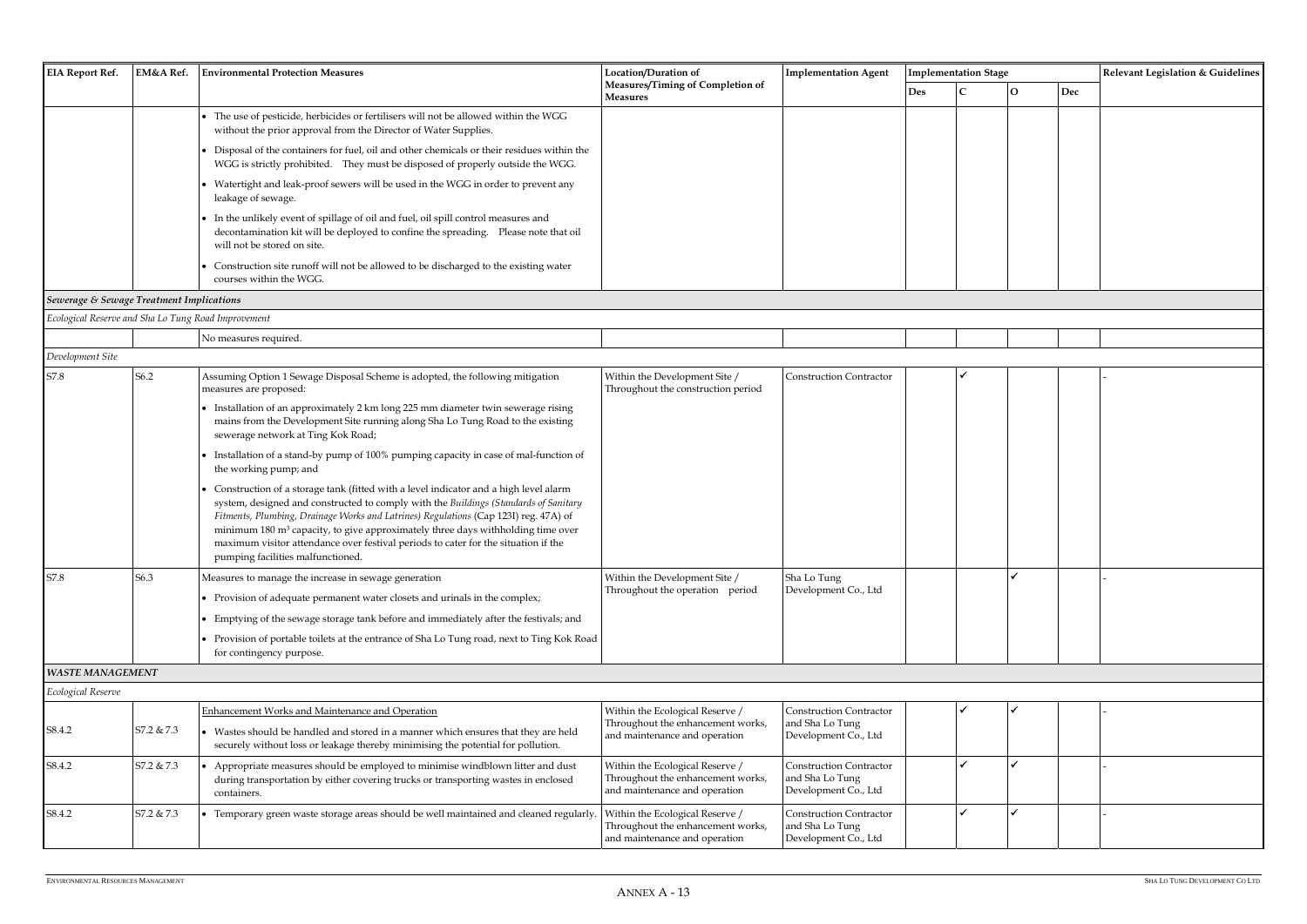| EIA Report Ref. | EM&A Ref. | Environmental Protection Measures | Location/Duration of Measures/Timing of Completion of Measures | Implementation Agent | Implementation Stage | | | | Relevant Legislation & Guidelines |
|---|---|---|---|---|---|---|---|---|---|
| | | | | | Des | C | O | Dec | |
| | | • The use of pesticide, herbicides or fertilisers will not be allowed within the WGG without the prior approval from the Director of Water Supplies.<br>• Disposal of the containers for fuel, oil and other chemicals or their residues within the WGG is strictly prohibited. They must be disposed of properly outside the WGG.<br>• Watertight and leak-proof sewers will be used in the WGG in order to prevent any leakage of sewage.<br>• In the unlikely event of spillage of oil and fuel, oil spill control measures and decontamination kit will be deployed to confine the spreading. Please note that oil will not be stored on site.<br>• Construction site runoff will not be allowed to be discharged to the existing water courses within the WGG. | | | | | | | |
| ***Sewerage & Sewage Treatment Implications*** | | | | | | | | | |
| *Ecological Reserve and Sha Lo Tung Road Improvement* | | | | | | | | | |
| | | No measures required. | | | | | | | |
| *Development Site* | | | | | | | | | |
| S7.8 | S6.2 | Assuming Option 1 Sewage Disposal Scheme is adopted, the following mitigation measures are proposed:<br>• Installation of an approximately 2 km long 225 mm diameter twin sewerage rising mains from the Development Site running along Sha Lo Tung Road to the existing sewerage network at Ting Kok Road;<br>• Installation of a stand-by pump of 100% pumping capacity in case of mal-function of the working pump; and<br>• Construction of a storage tank (fitted with a level indicator and a high level alarm system, designed and constructed to comply with the *Buildings (Standards of Sanitary Fitments, Plumbing, Drainage Works and Latrines) Regulations* (Cap 123I) reg. 47A) of minimum 180 m$^3$ capacity, to give approximately three days withholding time over maximum visitor attendance over festival periods to cater for the situation if the pumping facilities malfunctioned. | Within the Development Site / Throughout the construction period | Construction Contractor | | ✓ | | | - |
| S7.8 | S6.3 | Measures to manage the increase in sewage generation<br>• Provision of adequate permanent water closets and urinals in the complex;<br>• Emptying of the sewage storage tank before and immediately after the festivals; and<br>• Provision of portable toilets at the entrance of Sha Lo Tung road, next to Ting Kok Road for contingency purpose. | Within the Development Site / Throughout the operation period | Sha Lo Tung Development Co., Ltd | | | ✓ | | - |
| ***WASTE MANAGEMENT*** | | | | | | | | | |
| *Ecological Reserve* | | | | | | | | | |
| S8.4.2 | S7.2 & 7.3 | Enhancement Works and Maintenance and Operation<br>• Wastes should be handled and stored in a manner which ensures that they are held securely without loss or leakage thereby minimising the potential for pollution. | Within the Ecological Reserve / Throughout the enhancement works, and maintenance and operation | Construction Contractor and Sha Lo Tung Development Co., Ltd | | ✓ | ✓ | | - |
| S8.4.2 | S7.2 & 7.3 | • Appropriate measures should be employed to minimise windblown litter and dust during transportation by either covering trucks or transporting wastes in enclosed containers. | Within the Ecological Reserve / Throughout the enhancement works, and maintenance and operation | Construction Contractor and Sha Lo Tung Development Co., Ltd | | ✓ | ✓ | | - |
| S8.4.2 | S7.2 & 7.3 | • Temporary green waste storage areas should be well maintained and cleaned regularly. | Within the Ecological Reserve / Throughout the enhancement works, and maintenance and operation | Construction Contractor and Sha Lo Tung Development Co., Ltd | | ✓ | ✓ | | - |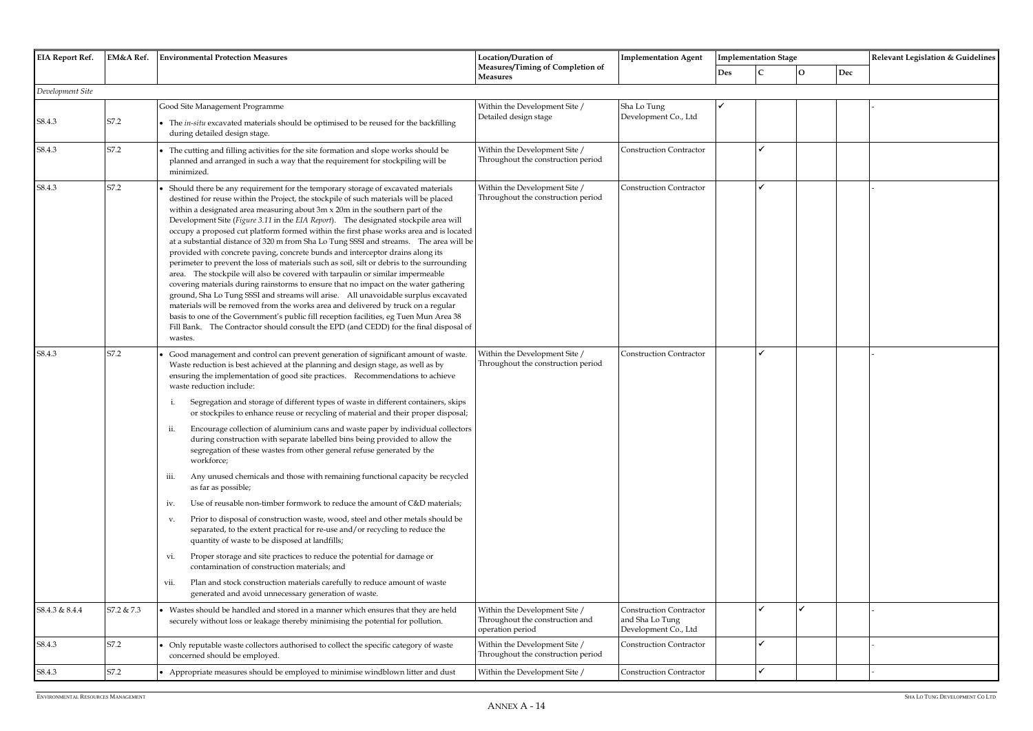| EIA Report Ref. | EM&A Ref. | Environmental Protection Measures | Location/Duration of Measures/Timing of Completion of Measures | Implementation Agent | Implementation Stage | | | | Relevant Legislation & Guidelines |
|---|---|---|---|---|---|---|---|---|---|
| | | | | | Des | C | O | Dec | |
| *Development Site* | | | | | | | | | |
| S8.4.3 | S7.2 | Good Site Management Programme<br>• The *in-situ* excavated materials should be optimised to be reused for the backfilling during detailed design stage. | Within the Development Site / Detailed design stage | Sha Lo Tung Development Co., Ltd | ✓ | | | | - |
| S8.4.3 | S7.2 | • The cutting and filling activities for the site formation and slope works should be planned and arranged in such a way that the requirement for stockpiling will be minimized. | Within the Development Site / Throughout the construction period | Construction Contractor | | ✓ | | | |
| S8.4.3 | S7.2 | • Should there be any requirement for the temporary storage of excavated materials destined for reuse within the Project, the stockpile of such materials will be placed within a designated area measuring about 3m x 20m in the southern part of the Development Site (*Figure 3.11* in the *EIA Report*). The designated stockpile area will occupy a proposed cut platform formed within the first phase works area and is located at a substantial distance of 320 m from Sha Lo Tung SSSI and streams. The area will be provided with concrete paving, concrete bunds and interceptor drains along its perimeter to prevent the loss of materials such as soil, silt or debris to the surrounding area. The stockpile will also be covered with tarpaulin or similar impermeable covering materials during rainstorms to ensure that no impact on the water gathering ground, Sha Lo Tung SSSI and streams will arise. All unavoidable surplus excavated materials will be removed from the works area and delivered by truck on a regular basis to one of the Government's public fill reception facilities, eg Tuen Mun Area 38 Fill Bank. The Contractor should consult the EPD (and CEDD) for the final disposal of wastes. | Within the Development Site / Throughout the construction period | Construction Contractor | | ✓ | | | - |
| S8.4.3 | S7.2 | • Good management and control can prevent generation of significant amount of waste. Waste reduction is best achieved at the planning and design stage, as well as by ensuring the implementation of good site practices. Recommendations to achieve waste reduction include:<br>i. Segregation and storage of different types of waste in different containers, skips or stockpiles to enhance reuse or recycling of material and their proper disposal;<br>ii. Encourage collection of aluminium cans and waste paper by individual collectors during construction with separate labelled bins being provided to allow the segregation of these wastes from other general refuse generated by the workforce;<br>iii. Any unused chemicals and those with remaining functional capacity be recycled as far as possible;<br>iv. Use of reusable non-timber formwork to reduce the amount of C&D materials;<br>v. Prior to disposal of construction waste, wood, steel and other metals should be separated, to the extent practical for re-use and/or recycling to reduce the quantity of waste to be disposed at landfills;<br>vi. Proper storage and site practices to reduce the potential for damage or contamination of construction materials; and<br>vii. Plan and stock construction materials carefully to reduce amount of waste generated and avoid unnecessary generation of waste. | Within the Development Site / Throughout the construction period | Construction Contractor | | ✓ | | | - |
| S8.4.3 & 8.4.4 | S7.2 & 7.3 | • Wastes should be handled and stored in a manner which ensures that they are held securely without loss or leakage thereby minimising the potential for pollution. | Within the Development Site / Throughout the construction and operation period | Construction Contractor and Sha Lo Tung Development Co., Ltd | | ✓ | ✓ | | - |
| S8.4.3 | S7.2 | • Only reputable waste collectors authorised to collect the specific category of waste concerned should be employed. | Within the Development Site / Throughout the construction period | Construction Contractor | | ✓ | | | - |
| S8.4.3 | S7.2 | • Appropriate measures should be employed to minimise windblown litter and dust | Within the Development Site / | Construction Contractor | | ✓ | | | - |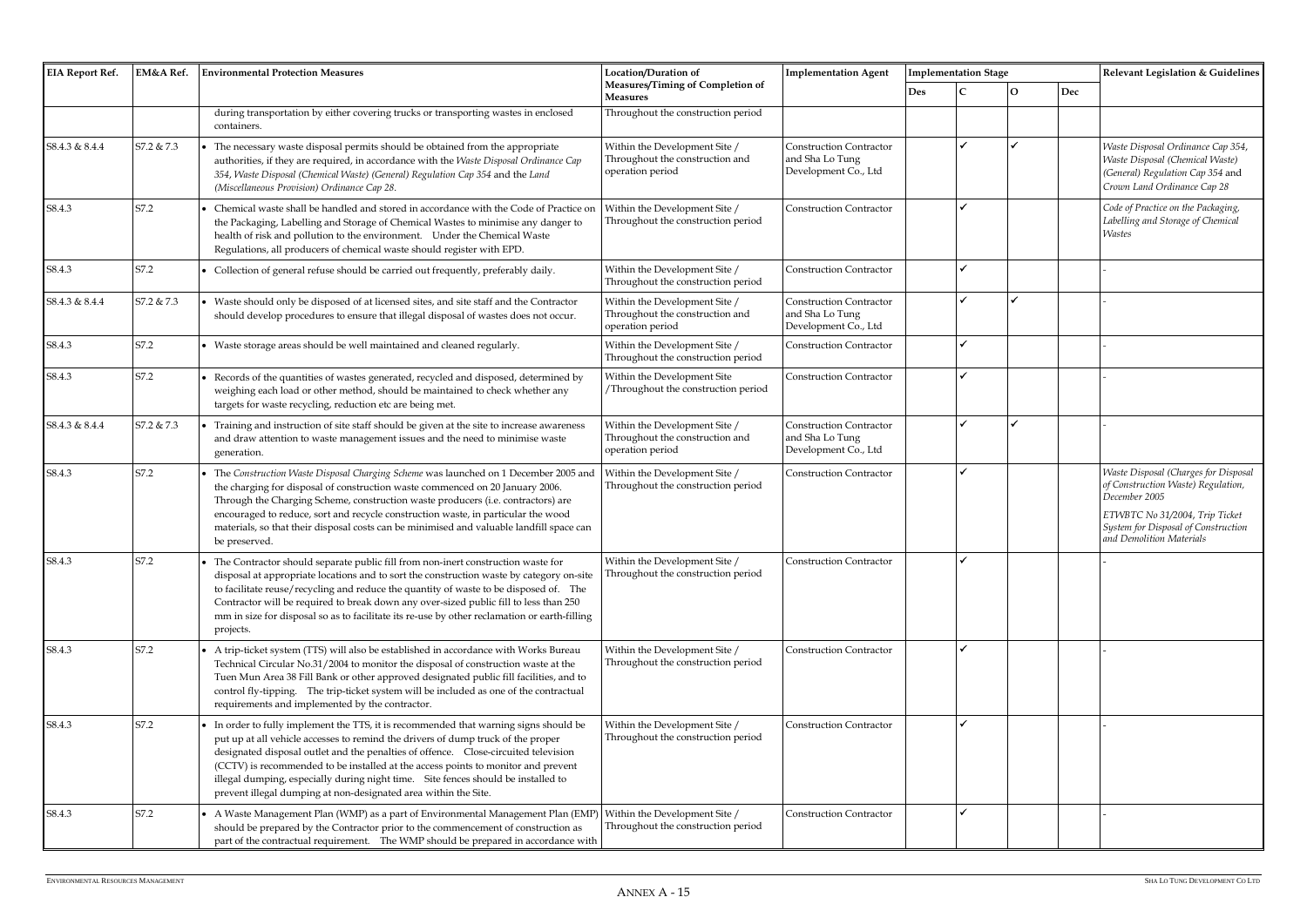| EIA Report Ref. | EM&A Ref. | Environmental Protection Measures | Location/Duration of Measures/Timing of Completion of Measures | Implementation Agent | Implementation Stage | | | | Relevant Legislation & Guidelines |
|---|---|---|---|---|---|---|---|---|---|
| | | | | | Des | C | O | Dec | |
| | | during transportation by either covering trucks or transporting wastes in enclosed containers. | Throughout the construction period | | | | | | |
| S8.4.3 & 8.4.4 | S7.2 & 7.3 | • The necessary waste disposal permits should be obtained from the appropriate authorities, if they are required, in accordance with the *Waste Disposal Ordinance Cap 354*, *Waste Disposal (Chemical Waste) (General) Regulation Cap 354* and the *Land (Miscellaneous Provision) Ordinance Cap 28*. | Within the Development Site / Throughout the construction and operation period | Construction Contractor and Sha Lo Tung Development Co., Ltd | | ✓ | ✓ | | *Waste Disposal Ordinance Cap 354, Waste Disposal (Chemical Waste) (General) Regulation Cap 354* and *Crown Land Ordinance Cap 28* |
| S8.4.3 | S7.2 | • Chemical waste shall be handled and stored in accordance with the Code of Practice on the Packaging, Labelling and Storage of Chemical Wastes to minimise any danger to health of risk and pollution to the environment. Under the Chemical Waste Regulations, all producers of chemical waste should register with EPD. | Within the Development Site / Throughout the construction period | Construction Contractor | | ✓ | | | *Code of Practice on the Packaging, Labelling and Storage of Chemical Wastes* |
| S8.4.3 | S7.2 | • Collection of general refuse should be carried out frequently, preferably daily. | Within the Development Site / Throughout the construction period | Construction Contractor | | ✓ | | | - |
| S8.4.3 & 8.4.4 | S7.2 & 7.3 | • Waste should only be disposed of at licensed sites, and site staff and the Contractor should develop procedures to ensure that illegal disposal of wastes does not occur. | Within the Development Site / Throughout the construction and operation period | Construction Contractor and Sha Lo Tung Development Co., Ltd | | ✓ | ✓ | | - |
| S8.4.3 | S7.2 | • Waste storage areas should be well maintained and cleaned regularly. | Within the Development Site / Throughout the construction period | Construction Contractor | | ✓ | | | - |
| S8.4.3 | S7.2 | • Records of the quantities of wastes generated, recycled and disposed, determined by weighing each load or other method, should be maintained to check whether any targets for waste recycling, reduction etc are being met. | Within the Development Site /Throughout the construction period | Construction Contractor | | ✓ | | | - |
| S8.4.3 & 8.4.4 | S7.2 & 7.3 | • Training and instruction of site staff should be given at the site to increase awareness and draw attention to waste management issues and the need to minimise waste generation. | Within the Development Site / Throughout the construction and operation period | Construction Contractor and Sha Lo Tung Development Co., Ltd | | ✓ | ✓ | | - |
| S8.4.3 | S7.2 | • The *Construction Waste Disposal Charging Scheme* was launched on 1 December 2005 and the charging for disposal of construction waste commenced on 20 January 2006. Through the Charging Scheme, construction waste producers (i.e. contractors) are encouraged to reduce, sort and recycle construction waste, in particular the wood materials, so that their disposal costs can be minimised and valuable landfill space can be preserved. | Within the Development Site / Throughout the construction period | Construction Contractor | | ✓ | | | *Waste Disposal (Charges for Disposal of Construction Waste) Regulation, December 2005*<br><br>*ETWBTC No 31/2004, Trip Ticket System for Disposal of Construction and Demolition Materials* |
| S8.4.3 | S7.2 | • The Contractor should separate public fill from non-inert construction waste for disposal at appropriate locations and to sort the construction waste by category on-site to facilitate reuse/recycling and reduce the quantity of waste to be disposed of. The Contractor will be required to break down any over-sized public fill to less than 250 mm in size for disposal so as to facilitate its re-use by other reclamation or earth-filling projects. | Within the Development Site / Throughout the construction period | Construction Contractor | | ✓ | | | - |
| S8.4.3 | S7.2 | • A trip-ticket system (TTS) will also be established in accordance with Works Bureau Technical Circular No.31/2004 to monitor the disposal of construction waste at the Tuen Mun Area 38 Fill Bank or other approved designated public fill facilities, and to control fly-tipping. The trip-ticket system will be included as one of the contractual requirements and implemented by the contractor. | Within the Development Site / Throughout the construction period | Construction Contractor | | ✓ | | | - |
| S8.4.3 | S7.2 | • In order to fully implement the TTS, it is recommended that warning signs should be put up at all vehicle accesses to remind the drivers of dump truck of the proper designated disposal outlet and the penalties of offence. Close-circuited television (CCTV) is recommended to be installed at the access points to monitor and prevent illegal dumping, especially during night time. Site fences should be installed to prevent illegal dumping at non-designated area within the Site. | Within the Development Site / Throughout the construction period | Construction Contractor | | ✓ | | | - |
| S8.4.3 | S7.2 | • A Waste Management Plan (WMP) as a part of Environmental Management Plan (EMP) should be prepared by the Contractor prior to the commencement of construction as part of the contractual requirement. The WMP should be prepared in accordance with | Within the Development Site / Throughout the construction period | Construction Contractor | | ✓ | | | - |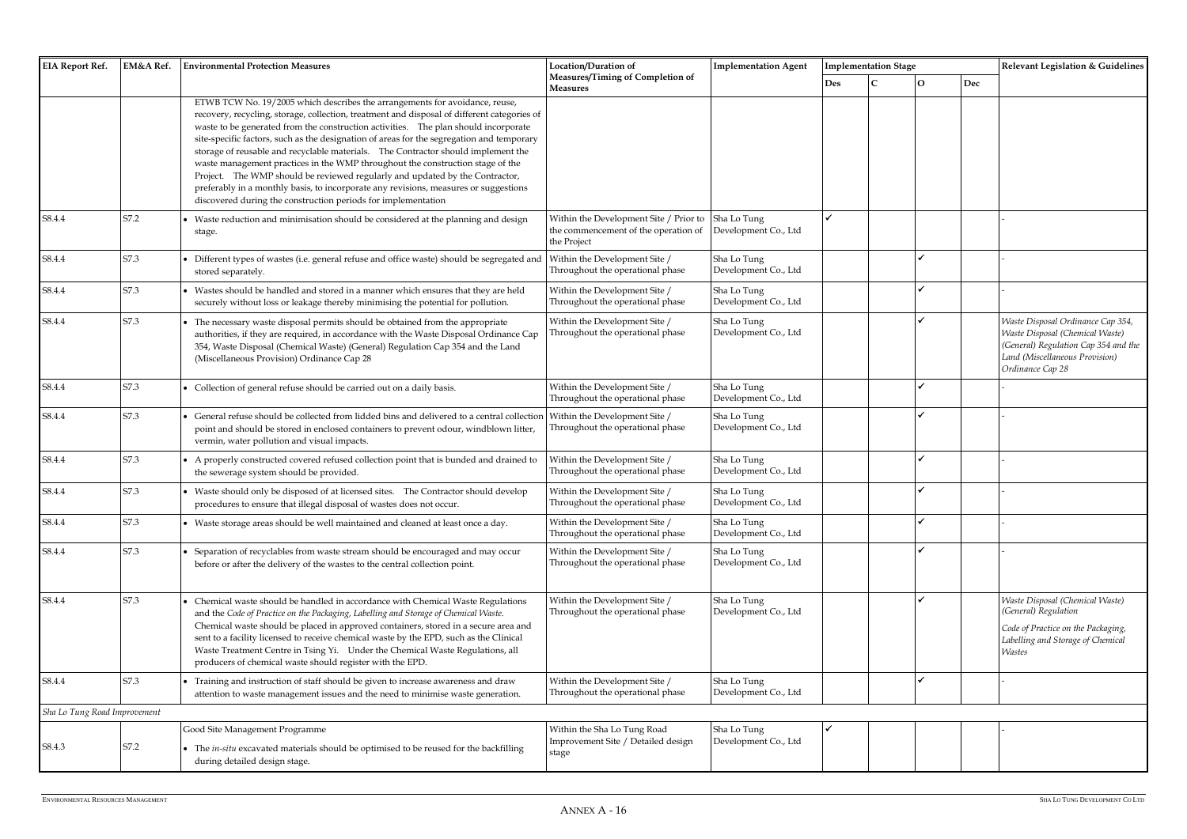| EIA Report Ref. | EM&A Ref. | Environmental Protection Measures | Location/Duration of Measures/Timing of Completion of Measures | Implementation Agent | Implementation Stage | | | | Relevant Legislation & Guidelines |
|---|---|---|---|---|---|---|---|---|---|
| | | | | | Des | C | O | Dec | |
| | | ETWB TCW No. 19/2005 which describes the arrangements for avoidance, reuse, recovery, recycling, storage, collection, treatment and disposal of different categories of waste to be generated from the construction activities. The plan should incorporate site-specific factors, such as the designation of areas for the segregation and temporary storage of reusable and recyclable materials. The Contractor should implement the waste management practices in the WMP throughout the construction stage of the Project. The WMP should be reviewed regularly and updated by the Contractor, preferably in a monthly basis, to incorporate any revisions, measures or suggestions discovered during the construction periods for implementation | | | | | | | |
| S8.4.4 | S7.2 | • Waste reduction and minimisation should be considered at the planning and design stage. | Within the Development Site / Prior to the commencement of the operation of the Project | Sha Lo Tung Development Co., Ltd | ✓ | | | | - |
| S8.4.4 | S7.3 | • Different types of wastes (i.e. general refuse and office waste) should be segregated and stored separately. | Within the Development Site / Throughout the operational phase | Sha Lo Tung Development Co., Ltd | | | ✓ | | - |
| S8.4.4 | S7.3 | • Wastes should be handled and stored in a manner which ensures that they are held securely without loss or leakage thereby minimising the potential for pollution. | Within the Development Site / Throughout the operational phase | Sha Lo Tung Development Co., Ltd | | | ✓ | | - |
| S8.4.4 | S7.3 | • The necessary waste disposal permits should be obtained from the appropriate authorities, if they are required, in accordance with the Waste Disposal Ordinance Cap 354, Waste Disposal (Chemical Waste) (General) Regulation Cap 354 and the Land (Miscellaneous Provision) Ordinance Cap 28 | Within the Development Site / Throughout the operational phase | Sha Lo Tung Development Co., Ltd | | | ✓ | | *Waste Disposal Ordinance Cap 354, Waste Disposal (Chemical Waste) (General) Regulation Cap 354 and the Land (Miscellaneous Provision) Ordinance Cap 28* |
| S8.4.4 | S7.3 | • Collection of general refuse should be carried out on a daily basis. | Within the Development Site / Throughout the operational phase | Sha Lo Tung Development Co., Ltd | | | ✓ | | - |
| S8.4.4 | S7.3 | • General refuse should be collected from lidded bins and delivered to a central collection point and should be stored in enclosed containers to prevent odour, windblown litter, vermin, water pollution and visual impacts. | Within the Development Site / Throughout the operational phase | Sha Lo Tung Development Co., Ltd | | | ✓ | | - |
| S8.4.4 | S7.3 | • A properly constructed covered refused collection point that is bunded and drained to the sewerage system should be provided. | Within the Development Site / Throughout the operational phase | Sha Lo Tung Development Co., Ltd | | | ✓ | | - |
| S8.4.4 | S7.3 | • Waste should only be disposed of at licensed sites. The Contractor should develop procedures to ensure that illegal disposal of wastes does not occur. | Within the Development Site / Throughout the operational phase | Sha Lo Tung Development Co., Ltd | | | ✓ | | - |
| S8.4.4 | S7.3 | • Waste storage areas should be well maintained and cleaned at least once a day. | Within the Development Site / Throughout the operational phase | Sha Lo Tung Development Co., Ltd | | | ✓ | | - |
| S8.4.4 | S7.3 | • Separation of recyclables from waste stream should be encouraged and may occur before or after the delivery of the wastes to the central collection point. | Within the Development Site / Throughout the operational phase | Sha Lo Tung Development Co., Ltd | | | ✓ | | - |
| S8.4.4 | S7.3 | • Chemical waste should be handled in accordance with Chemical Waste Regulations and the *Code of Practice on the Packaging, Labelling and Storage of Chemical Waste*. Chemical waste should be placed in approved containers, stored in a secure area and sent to a facility licensed to receive chemical waste by the EPD, such as the Clinical Waste Treatment Centre in Tsing Yi. Under the Chemical Waste Regulations, all producers of chemical waste should register with the EPD. | Within the Development Site / Throughout the operational phase | Sha Lo Tung Development Co., Ltd | | | ✓ | | *Waste Disposal (Chemical Waste) (General) Regulation*<br>*Code of Practice on the Packaging, Labelling and Storage of Chemical Wastes* |
| S8.4.4 | S7.3 | • Training and instruction of staff should be given to increase awareness and draw attention to waste management issues and the need to minimise waste generation. | Within the Development Site / Throughout the operational phase | Sha Lo Tung Development Co., Ltd | | | ✓ | | - |
| *Sha Lo Tung Road Improvement* | | | | | | | | | |
| S8.4.3 | S7.2 | Good Site Management Programme<br>• The *in-situ* excavated materials should be optimised to be reused for the backfilling during detailed design stage. | Within the Sha Lo Tung Road Improvement Site / Detailed design stage | Sha Lo Tung Development Co., Ltd | ✓ | | | | - |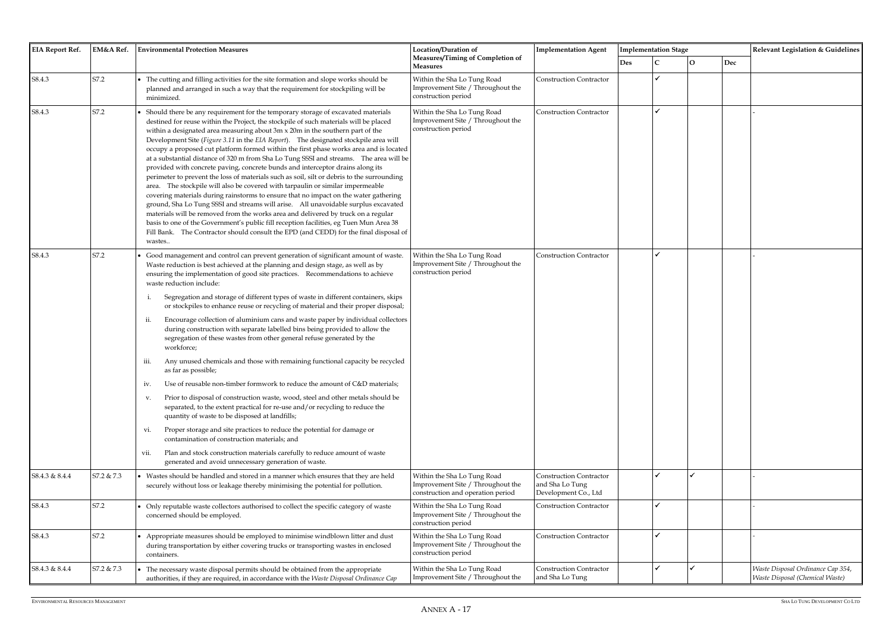| EIA Report Ref. | EM&A Ref. | Environmental Protection Measures | Location/Duration of Measures/Timing of Completion of Measures | Implementation Agent | Implementation Stage | | | | Relevant Legislation & Guidelines |
|---|---|---|---|---|---|---|---|---|---|
| | | | | | Des | C | O | Dec | |
| S8.4.3 | S7.2 | • The cutting and filling activities for the site formation and slope works should be planned and arranged in such a way that the requirement for stockpiling will be minimized. | Within the Sha Lo Tung Road Improvement Site / Throughout the construction period | Construction Contractor | | ✓ | | | |
| S8.4.3 | S7.2 | • Should there be any requirement for the temporary storage of excavated materials destined for reuse within the Project, the stockpile of such materials will be placed within a designated area measuring about 3m x 20m in the southern part of the Development Site (*Figure 3.11* in the *EIA Report*). The designated stockpile area will occupy a proposed cut platform formed within the first phase works area and is located at a substantial distance of 320 m from Sha Lo Tung SSSI and streams. The area will be provided with concrete paving, concrete bunds and interceptor drains along its perimeter to prevent the loss of materials such as soil, silt or debris to the surrounding area. The stockpile will also be covered with tarpaulin or similar impermeable covering materials during rainstorms to ensure that no impact on the water gathering ground, Sha Lo Tung SSSI and streams will arise. All unavoidable surplus excavated materials will be removed from the works area and delivered by truck on a regular basis to one of the Government's public fill reception facilities, eg Tuen Mun Area 38 Fill Bank. The Contractor should consult the EPD (and CEDD) for the final disposal of wastes.. | Within the Sha Lo Tung Road Improvement Site / Throughout the construction period | Construction Contractor | | ✓ | | | - |
| S8.4.3 | S7.2 | • Good management and control can prevent generation of significant amount of waste. Waste reduction is best achieved at the planning and design stage, as well as by ensuring the implementation of good site practices. Recommendations to achieve waste reduction include:<br>i. Segregation and storage of different types of waste in different containers, skips or stockpiles to enhance reuse or recycling of material and their proper disposal;<br>ii. Encourage collection of aluminium cans and waste paper by individual collectors during construction with separate labelled bins being provided to allow the segregation of these wastes from other general refuse generated by the workforce;<br>iii. Any unused chemicals and those with remaining functional capacity be recycled as far as possible;<br>iv. Use of reusable non-timber formwork to reduce the amount of C&D materials;<br>v. Prior to disposal of construction waste, wood, steel and other metals should be separated, to the extent practical for re-use and/or recycling to reduce the quantity of waste to be disposed at landfills;<br>vi. Proper storage and site practices to reduce the potential for damage or contamination of construction materials; and<br>vii. Plan and stock construction materials carefully to reduce amount of waste generated and avoid unnecessary generation of waste. | Within the Sha Lo Tung Road Improvement Site / Throughout the construction period | Construction Contractor | | ✓ | | | - |
| S8.4.3 & 8.4.4 | S7.2 & 7.3 | • Wastes should be handled and stored in a manner which ensures that they are held securely without loss or leakage thereby minimising the potential for pollution. | Within the Sha Lo Tung Road Improvement Site / Throughout the construction and operation period | Construction Contractor and Sha Lo Tung Development Co., Ltd | | ✓ | ✓ | | - |
| S8.4.3 | S7.2 | • Only reputable waste collectors authorised to collect the specific category of waste concerned should be employed. | Within the Sha Lo Tung Road Improvement Site / Throughout the construction period | Construction Contractor | | ✓ | | | - |
| S8.4.3 | S7.2 | • Appropriate measures should be employed to minimise windblown litter and dust during transportation by either covering trucks or transporting wastes in enclosed containers. | Within the Sha Lo Tung Road Improvement Site / Throughout the construction period | Construction Contractor | | ✓ | | | - |
| S8.4.3 & 8.4.4 | S7.2 & 7.3 | • The necessary waste disposal permits should be obtained from the appropriate authorities, if they are required, in accordance with the *Waste Disposal Ordinance Cap* | Within the Sha Lo Tung Road Improvement Site / Throughout the | Construction Contractor and Sha Lo Tung | | ✓ | ✓ | | *Waste Disposal Ordinance Cap 354, Waste Disposal (Chemical Waste)* |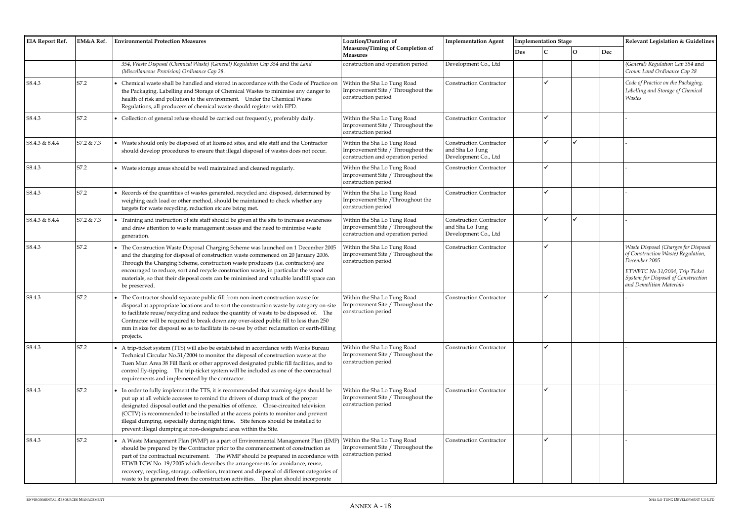| EIA Report Ref. | EM&A Ref. | Environmental Protection Measures | Location/Duration of Measures/Timing of Completion of Measures | Implementation Agent | Implementation Stage | | | | Relevant Legislation & Guidelines |
|---|---|---|---|---|---|---|---|---|---|
| | | | | | Des | C | O | Dec | |
| | | *354, Waste Disposal (Chemical Waste) (General) Regulation Cap 354* and the *Land (Miscellaneous Provision) Ordinance Cap 28*. | construction and operation period | Development Co., Ltd | | | | | *(General) Regulation Cap 354* and *Crown Land Ordinance Cap 28* |
| S8.4.3 | S7.2 | • Chemical waste shall be handled and stored in accordance with the Code of Practice on the Packaging, Labelling and Storage of Chemical Wastes to minimise any danger to health of risk and pollution to the environment. Under the Chemical Waste Regulations, all producers of chemical waste should register with EPD. | Within the Sha Lo Tung Road Improvement Site / Throughout the construction period | Construction Contractor | | ✓ | | | *Code of Practice on the Packaging, Labelling and Storage of Chemical Wastes* |
| S8.4.3 | S7.2 | • Collection of general refuse should be carried out frequently, preferably daily. | Within the Sha Lo Tung Road Improvement Site / Throughout the construction period | Construction Contractor | | ✓ | | | - |
| S8.4.3 & 8.4.4 | S7.2 & 7.3 | • Waste should only be disposed of at licensed sites, and site staff and the Contractor should develop procedures to ensure that illegal disposal of wastes does not occur. | Within the Sha Lo Tung Road Improvement Site / Throughout the construction and operation period | Construction Contractor and Sha Lo Tung Development Co., Ltd | | ✓ | ✓ | | - |
| S8.4.3 | S7.2 | • Waste storage areas should be well maintained and cleaned regularly. | Within the Sha Lo Tung Road Improvement Site / Throughout the construction period | Construction Contractor | | ✓ | | | - |
| S8.4.3 | S7.2 | • Records of the quantities of wastes generated, recycled and disposed, determined by weighing each load or other method, should be maintained to check whether any targets for waste recycling, reduction etc are being met. | Within the Sha Lo Tung Road Improvement Site /Throughout the construction period | Construction Contractor | | ✓ | | | - |
| S8.4.3 & 8.4.4 | S7.2 & 7.3 | • Training and instruction of site staff should be given at the site to increase awareness and draw attention to waste management issues and the need to minimise waste generation. | Within the Sha Lo Tung Road Improvement Site / Throughout the construction and operation period | Construction Contractor and Sha Lo Tung Development Co., Ltd | | ✓ | ✓ | | - |
| S8.4.3 | S7.2 | • The Construction Waste Disposal Charging Scheme was launched on 1 December 2005 and the charging for disposal of construction waste commenced on 20 January 2006. Through the Charging Scheme, construction waste producers (i.e. contractors) are encouraged to reduce, sort and recycle construction waste, in particular the wood materials, so that their disposal costs can be minimised and valuable landfill space can be preserved. | Within the Sha Lo Tung Road Improvement Site / Throughout the construction period | Construction Contractor | | ✓ | | | *Waste Disposal (Charges for Disposal of Construction Waste) Regulation, December 2005*<br><br>*ETWBTC No 31/2004, Trip Ticket System for Disposal of Construction and Demolition Materials* |
| S8.4.3 | S7.2 | • The Contractor should separate public fill from non-inert construction waste for disposal at appropriate locations and to sort the construction waste by category on-site to facilitate reuse/recycling and reduce the quantity of waste to be disposed of. The Contractor will be required to break down any over-sized public fill to less than 250 mm in size for disposal so as to facilitate its re-use by other reclamation or earth-filling projects. | Within the Sha Lo Tung Road Improvement Site / Throughout the construction period | Construction Contractor | | ✓ | | | - |
| S8.4.3 | S7.2 | • A trip-ticket system (TTS) will also be established in accordance with Works Bureau Technical Circular No.31/2004 to monitor the disposal of construction waste at the Tuen Mun Area 38 Fill Bank or other approved designated public fill facilities, and to control fly-tipping. The trip-ticket system will be included as one of the contractual requirements and implemented by the contractor. | Within the Sha Lo Tung Road Improvement Site / Throughout the construction period | Construction Contractor | | ✓ | | | - |
| S8.4.3 | S7.2 | • In order to fully implement the TTS, it is recommended that warning signs should be put up at all vehicle accesses to remind the drivers of dump truck of the proper designated disposal outlet and the penalties of offence. Close-circuited television (CCTV) is recommended to be installed at the access points to monitor and prevent illegal dumping, especially during night time. Site fences should be installed to prevent illegal dumping at non-designated area within the Site. | Within the Sha Lo Tung Road Improvement Site / Throughout the construction period | Construction Contractor | | ✓ | | | - |
| S8.4.3 | S7.2 | • A Waste Management Plan (WMP) as a part of Environmental Management Plan (EMP) should be prepared by the Contractor prior to the commencement of construction as part of the contractual requirement. The WMP should be prepared in accordance with ETWB TCW No. 19/2005 which describes the arrangements for avoidance, reuse, recovery, recycling, storage, collection, treatment and disposal of different categories of waste to be generated from the construction activities. The plan should incorporate | Within the Sha Lo Tung Road Improvement Site / Throughout the construction period | Construction Contractor | | ✓ | | | - |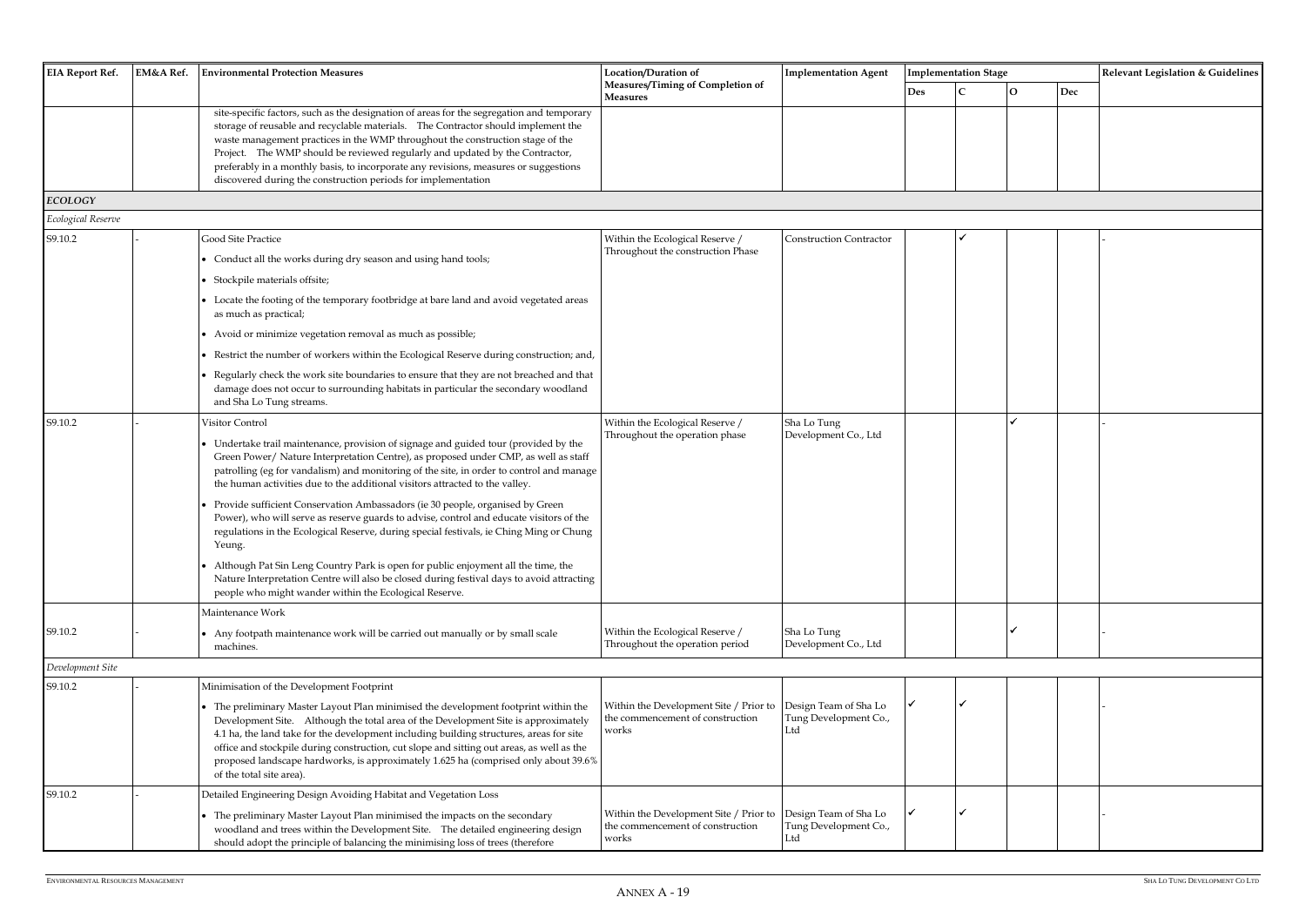| EIA Report Ref. | EM&A Ref. | Environmental Protection Measures | Location/Duration of Measures/Timing of Completion of Measures | Implementation Agent | Implementation Stage | | | | Relevant Legislation & Guidelines |
|---|---|---|---|---|---|---|---|---|---|
| | | | | | Des | C | O | Dec | |
| | | site-specific factors, such as the designation of areas for the segregation and temporary storage of reusable and recyclable materials. The Contractor should implement the waste management practices in the WMP throughout the construction stage of the Project. The WMP should be reviewed regularly and updated by the Contractor, preferably in a monthly basis, to incorporate any revisions, measures or suggestions discovered during the construction periods for implementation | | | | | | | |
| ***ECOLOGY*** | | | | | | | | | |
| *Ecological Reserve* | | | | | | | | | |
| S9.10.2 | - | Good Site Practice<br>• Conduct all the works during dry season and using hand tools;<br>• Stockpile materials offsite;<br>• Locate the footing of the temporary footbridge at bare land and avoid vegetated areas as much as practical;<br>• Avoid or minimize vegetation removal as much as possible;<br>• Restrict the number of workers within the Ecological Reserve during construction; and,<br>• Regularly check the work site boundaries to ensure that they are not breached and that damage does not occur to surrounding habitats in particular the secondary woodland and Sha Lo Tung streams. | Within the Ecological Reserve / Throughout the construction Phase | Construction Contractor | | ✓ | | | - |
| S9.10.2 | - | Visitor Control<br>• Undertake trail maintenance, provision of signage and guided tour (provided by the Green Power/ Nature Interpretation Centre), as proposed under CMP, as well as staff patrolling (eg for vandalism) and monitoring of the site, in order to control and manage the human activities due to the additional visitors attracted to the valley.<br>• Provide sufficient Conservation Ambassadors (ie 30 people, organised by Green Power), who will serve as reserve guards to advise, control and educate visitors of the regulations in the Ecological Reserve, during special festivals, ie Ching Ming or Chung Yeung.<br>• Although Pat Sin Leng Country Park is open for public enjoyment all the time, the Nature Interpretation Centre will also be closed during festival days to avoid attracting people who might wander within the Ecological Reserve. | Within the Ecological Reserve / Throughout the operation phase | Sha Lo Tung Development Co., Ltd | | | ✓ | | - |
| S9.10.2 | - | Maintenance Work<br>• Any footpath maintenance work will be carried out manually or by small scale machines. | Within the Ecological Reserve / Throughout the operation period | Sha Lo Tung Development Co., Ltd | | | ✓ | | - |
| *Development Site* | | | | | | | | | |
| S9.10.2 | - | Minimisation of the Development Footprint<br>• The preliminary Master Layout Plan minimised the development footprint within the Development Site. Although the total area of the Development Site is approximately 4.1 ha, the land take for the development including building structures, areas for site office and stockpile during construction, cut slope and sitting out areas, as well as the proposed landscape hardworks, is approximately 1.625 ha (comprised only about 39.6% of the total site area). | Within the Development Site / Prior to the commencement of construction works | Design Team of Sha Lo Tung Development Co., Ltd | ✓ | ✓ | | | - |
| S9.10.2 | - | Detailed Engineering Design Avoiding Habitat and Vegetation Loss<br>• The preliminary Master Layout Plan minimised the impacts on the secondary woodland and trees within the Development Site. The detailed engineering design should adopt the principle of balancing the minimising loss of trees (therefore | Within the Development Site / Prior to the commencement of construction works | Design Team of Sha Lo Tung Development Co., Ltd | ✓ | ✓ | | | - |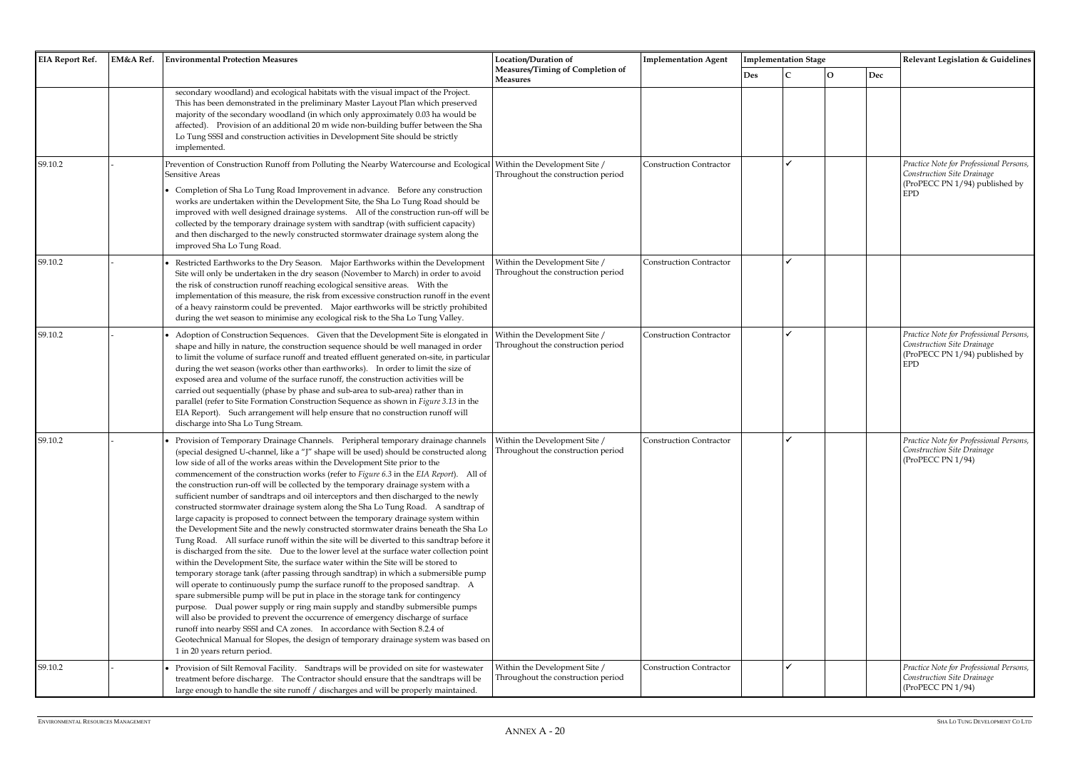| EIA Report Ref. | EM&A Ref. | Environmental Protection Measures | Location/Duration of Measures/Timing of Completion of Measures | Implementation Agent | Implementation Stage | | | | Relevant Legislation & Guidelines |
|---|---|---|---|---|---|---|---|---|---|
| | | | | | Des | C | O | Dec | |
| | | secondary woodland) and ecological habitats with the visual impact of the Project. This has been demonstrated in the preliminary Master Layout Plan which preserved majority of the secondary woodland (in which only approximately 0.03 ha would be affected). Provision of an additional 20 m wide non-building buffer between the Sha Lo Tung SSSI and construction activities in Development Site should be strictly implemented. | | | | | | | |
| S9.10.2 | - | Prevention of Construction Runoff from Polluting the Nearby Watercourse and Ecological Sensitive Areas<br>• Completion of Sha Lo Tung Road Improvement in advance. Before any construction works are undertaken within the Development Site, the Sha Lo Tung Road should be improved with well designed drainage systems. All of the construction run-off will be collected by the temporary drainage system with sandtrap (with sufficient capacity) and then discharged to the newly constructed stormwater drainage system along the improved Sha Lo Tung Road. | Within the Development Site / Throughout the construction period | Construction Contractor | | ✓ | | | *Practice Note for Professional Persons, Construction Site Drainage* (ProPECC PN 1/94) published by EPD |
| S9.10.2 | - | • Restricted Earthworks to the Dry Season. Major Earthworks within the Development Site will only be undertaken in the dry season (November to March) in order to avoid the risk of construction runoff reaching ecological sensitive areas. With the implementation of this measure, the risk from excessive construction runoff in the event of a heavy rainstorm could be prevented. Major earthworks will be strictly prohibited during the wet season to minimise any ecological risk to the Sha Lo Tung Valley. | Within the Development Site / Throughout the construction period | Construction Contractor | | ✓ | | | |
| S9.10.2 | - | • Adoption of Construction Sequences. Given that the Development Site is elongated in shape and hilly in nature, the construction sequence should be well managed in order to limit the volume of surface runoff and treated effluent generated on-site, in particular during the wet season (works other than earthworks). In order to limit the size of exposed area and volume of the surface runoff, the construction activities will be carried out sequentially (phase by phase and sub-area to sub-area) rather than in parallel (refer to Site Formation Construction Sequence as shown in *Figure 3.13* in the EIA Report). Such arrangement will help ensure that no construction runoff will discharge into Sha Lo Tung Stream. | Within the Development Site / Throughout the construction period | Construction Contractor | | ✓ | | | *Practice Note for Professional Persons, Construction Site Drainage* (ProPECC PN 1/94) published by EPD |
| S9.10.2 | - | • Provision of Temporary Drainage Channels. Peripheral temporary drainage channels (special designed U-channel, like a "J" shape will be used) should be constructed along low side of all of the works areas within the Development Site prior to the commencement of the construction works (refer to *Figure 6.3* in the *EIA Report*). All of the construction run-off will be collected by the temporary drainage system with a sufficient number of sandtraps and oil interceptors and then discharged to the newly constructed stormwater drainage system along the Sha Lo Tung Road. A sandtrap of large capacity is proposed to connect between the temporary drainage system within the Development Site and the newly constructed stormwater drains beneath the Sha Lo Tung Road. All surface runoff within the site will be diverted to this sandtrap before it is discharged from the site. Due to the lower level at the surface water collection point within the Development Site, the surface water within the Site will be stored to temporary storage tank (after passing through sandtrap) in which a submersible pump will operate to continuously pump the surface runoff to the proposed sandtrap. A spare submersible pump will be put in place in the storage tank for contingency purpose. Dual power supply or ring main supply and standby submersible pumps will also be provided to prevent the occurrence of emergency discharge of surface runoff into nearby SSSI and CA zones. In accordance with Section 8.2.4 of Geotechnical Manual for Slopes, the design of temporary drainage system was based on 1 in 20 years return period. | Within the Development Site / Throughout the construction period | Construction Contractor | | ✓ | | | *Practice Note for Professional Persons, Construction Site Drainage* (ProPECC PN 1/94) |
| S9.10.2 | - | • Provision of Silt Removal Facility. Sandtraps will be provided on site for wastewater treatment before discharge. The Contractor should ensure that the sandtraps will be large enough to handle the site runoff / discharges and will be properly maintained. | Within the Development Site / Throughout the construction period | Construction Contractor | | ✓ | | | *Practice Note for Professional Persons, Construction Site Drainage* (ProPECC PN 1/94) |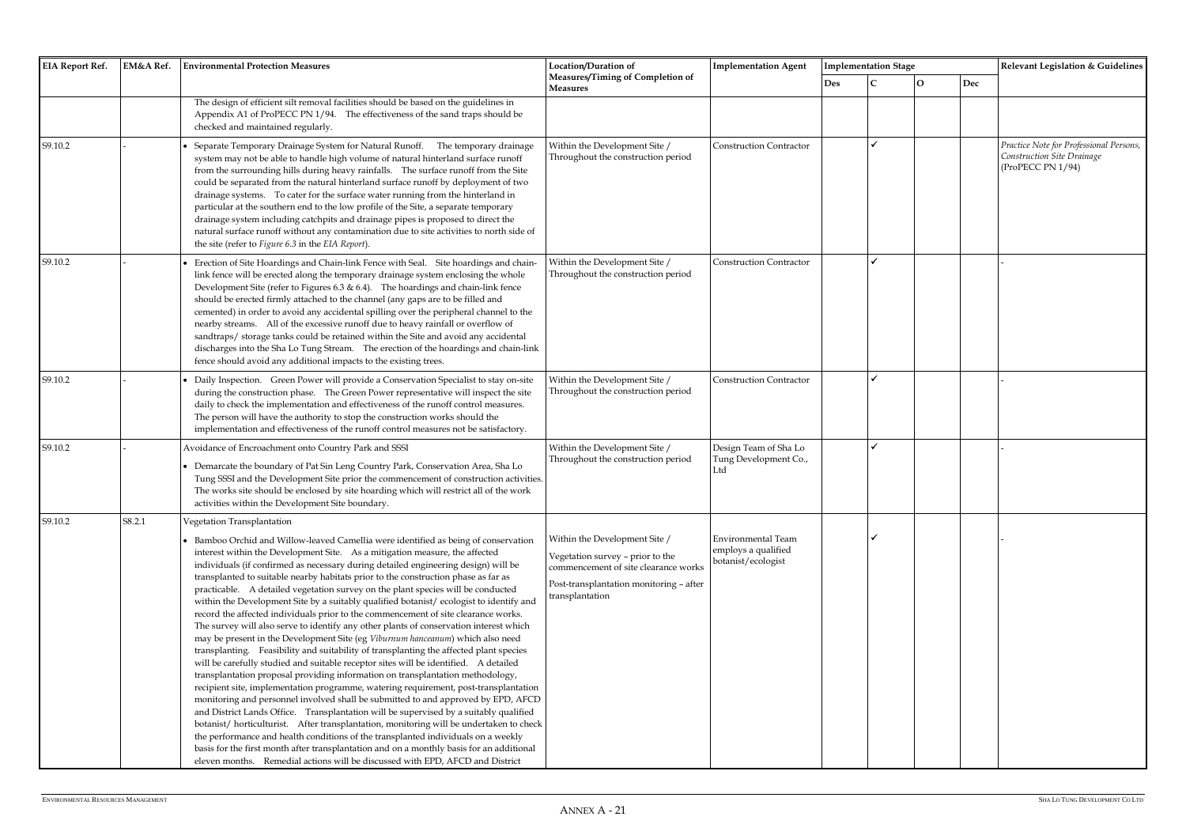| EIA Report Ref. | EM&A Ref. | Environmental Protection Measures | Location/Duration of Measures/Timing of Completion of Measures | Implementation Agent | Implementation Stage | | | | Relevant Legislation & Guidelines |
|---|---|---|---|---|---|---|---|---|---|
| | | | | | Des | C | O | Dec | |
| | | The design of efficient silt removal facilities should be based on the guidelines in Appendix A1 of ProPECC PN 1/94. The effectiveness of the sand traps should be checked and maintained regularly. | | | | | | | |
| S9.10.2 | - | • Separate Temporary Drainage System for Natural Runoff. The temporary drainage system may not be able to handle high volume of natural hinterland surface runoff from the surrounding hills during heavy rainfalls. The surface runoff from the Site could be separated from the natural hinterland surface runoff by deployment of two drainage systems. To cater for the surface water running from the hinterland in particular at the southern end to the low profile of the Site, a separate temporary drainage system including catchpits and drainage pipes is proposed to direct the natural surface runoff without any contamination due to site activities to north side of the site (refer to *Figure 6.3* in the *EIA Report*). | Within the Development Site / Throughout the construction period | Construction Contractor | | ✓ | | | *Practice Note for Professional Persons, Construction Site Drainage* (ProPECC PN 1/94) |
| S9.10.2 | - | • Erection of Site Hoardings and Chain-link Fence with Seal. Site hoardings and chain-link fence will be erected along the temporary drainage system enclosing the whole Development Site (refer to Figures 6.3 & 6.4). The hoardings and chain-link fence should be erected firmly attached to the channel (any gaps are to be filled and cemented) in order to avoid any accidental spilling over the peripheral channel to the nearby streams. All of the excessive runoff due to heavy rainfall or overflow of sandtraps/ storage tanks could be retained within the Site and avoid any accidental discharges into the Sha Lo Tung Stream. The erection of the hoardings and chain-link fence should avoid any additional impacts to the existing trees. | Within the Development Site / Throughout the construction period | Construction Contractor | | ✓ | | | - |
| S9.10.2 | - | • Daily Inspection. Green Power will provide a Conservation Specialist to stay on-site during the construction phase. The Green Power representative will inspect the site daily to check the implementation and effectiveness of the runoff control measures. The person will have the authority to stop the construction works should the implementation and effectiveness of the runoff control measures not be satisfactory. | Within the Development Site / Throughout the construction period | Construction Contractor | | ✓ | | | - |
| S9.10.2 | - | Avoidance of Encroachment onto Country Park and SSSI<br>• Demarcate the boundary of Pat Sin Leng Country Park, Conservation Area, Sha Lo Tung SSSI and the Development Site prior the commencement of construction activities. The works site should be enclosed by site hoarding which will restrict all of the work activities within the Development Site boundary. | Within the Development Site / Throughout the construction period | Design Team of Sha Lo Tung Development Co., Ltd | | ✓ | | | - |
| S9.10.2 | S8.2.1 | Vegetation Transplantation<br>• Bamboo Orchid and Willow-leaved Camellia were identified as being of conservation interest within the Development Site. As a mitigation measure, the affected individuals (if confirmed as necessary during detailed engineering design) will be transplanted to suitable nearby habitats prior to the construction phase as far as practicable. A detailed vegetation survey on the plant species will be conducted within the Development Site by a suitably qualified botanist/ ecologist to identify and record the affected individuals prior to the commencement of site clearance works. The survey will also serve to identify any other plants of conservation interest which may be present in the Development Site (eg *Viburnum hanceanum*) which also need transplanting. Feasibility and suitability of transplanting the affected plant species will be carefully studied and suitable receptor sites will be identified. A detailed transplantation proposal providing information on transplantation methodology, recipient site, implementation programme, watering requirement, post-transplantation monitoring and personnel involved shall be submitted to and approved by EPD, AFCD and District Lands Office. Transplantation will be supervised by a suitably qualified botanist/ horticulturist. After transplantation, monitoring will be undertaken to check the performance and health conditions of the transplanted individuals on a weekly basis for the first month after transplantation and on a monthly basis for an additional eleven months. Remedial actions will be discussed with EPD, AFCD and District | Within the Development Site /<br>Vegetation survey – prior to the commencement of site clearance works<br>Post-transplantation monitoring – after transplantation | Environmental Team employs a qualified botanist/ecologist | | ✓ | | | - |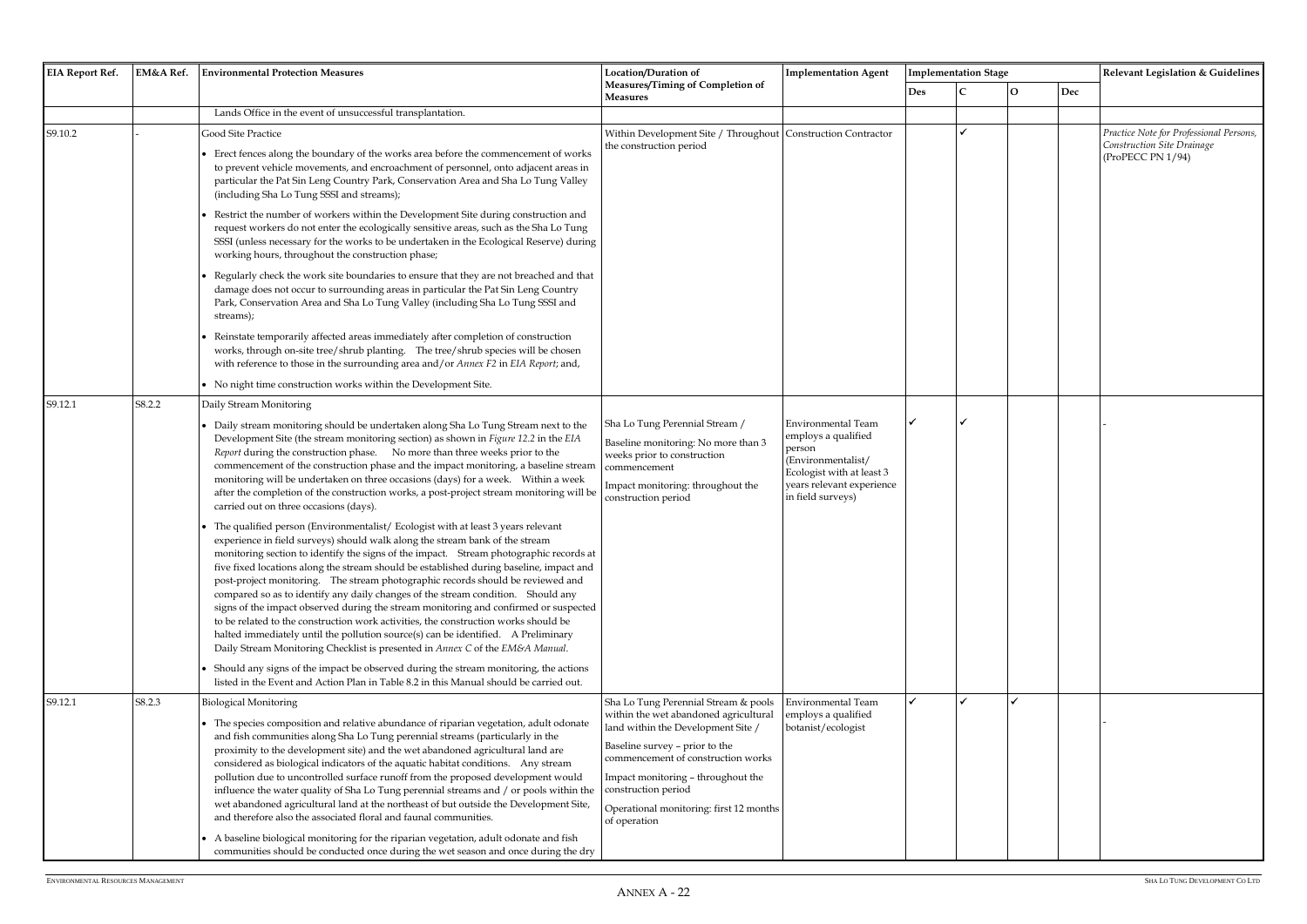| EIA Report Ref. | EM&A Ref. | Environmental Protection Measures | Location/Duration of Measures/Timing of Completion of Measures | Implementation Agent | Implementation Stage | | | | Relevant Legislation & Guidelines |
|---|---|---|---|---|---|---|---|---|---|
| | | | | | Des | C | O | Dec | |
| | | Lands Office in the event of unsuccessful transplantation. | | | | | | | |
| S9.10.2 | - | Good Site Practice<br>• Erect fences along the boundary of the works area before the commencement of works to prevent vehicle movements, and encroachment of personnel, onto adjacent areas in particular the Pat Sin Leng Country Park, Conservation Area and Sha Lo Tung Valley (including Sha Lo Tung SSSI and streams);<br>• Restrict the number of workers within the Development Site during construction and request workers do not enter the ecologically sensitive areas, such as the Sha Lo Tung SSSI (unless necessary for the works to be undertaken in the Ecological Reserve) during working hours, throughout the construction phase;<br>• Regularly check the work site boundaries to ensure that they are not breached and that damage does not occur to surrounding areas in particular the Pat Sin Leng Country Park, Conservation Area and Sha Lo Tung Valley (including Sha Lo Tung SSSI and streams);<br>• Reinstate temporarily affected areas immediately after completion of construction works, through on-site tree/shrub planting. The tree/shrub species will be chosen with reference to those in the surrounding area and/or *Annex F2* in *EIA Report*; and,<br>• No night time construction works within the Development Site. | Within Development Site / Throughout the construction period | Construction Contractor | | ✓ | | | *Practice Note for Professional Persons, Construction Site Drainage* (ProPECC PN 1/94) |
| S9.12.1 | S8.2.2 | Daily Stream Monitoring<br>• Daily stream monitoring should be undertaken along Sha Lo Tung Stream next to the Development Site (the stream monitoring section) as shown in *Figure 12.2* in the *EIA Report* during the construction phase. No more than three weeks prior to the commencement of the construction phase and the impact monitoring, a baseline stream monitoring will be undertaken on three occasions (days) for a week. Within a week after the completion of the construction works, a post-project stream monitoring will be carried out on three occasions (days).<br>• The qualified person (Environmentalist/ Ecologist with at least 3 years relevant experience in field surveys) should walk along the stream bank of the stream monitoring section to identify the signs of the impact. Stream photographic records at five fixed locations along the stream should be established during baseline, impact and post-project monitoring. The stream photographic records should be reviewed and compared so as to identify any daily changes of the stream condition. Should any signs of the impact observed during the stream monitoring and confirmed or suspected to be related to the construction work activities, the construction works should be halted immediately until the pollution source(s) can be identified. A Preliminary Daily Stream Monitoring Checklist is presented in *Annex C* of the *EM&A Manual*.<br>• Should any signs of the impact be observed during the stream monitoring, the actions listed in the Event and Action Plan in Table 8.2 in this Manual should be carried out. | Sha Lo Tung Perennial Stream /<br>Baseline monitoring: No more than 3 weeks prior to construction commencement<br>Impact monitoring: throughout the construction period | Environmental Team employs a qualified person (Environmentalist/ Ecologist with at least 3 years relevant experience in field surveys) | ✓ | ✓ | | | - |
| S9.12.1 | S8.2.3 | Biological Monitoring<br>• The species composition and relative abundance of riparian vegetation, adult odonate and fish communities along Sha Lo Tung perennial streams (particularly in the proximity to the development site) and the wet abandoned agricultural land are considered as biological indicators of the aquatic habitat conditions. Any stream pollution due to uncontrolled surface runoff from the proposed development would influence the water quality of Sha Lo Tung perennial streams and / or pools within the wet abandoned agricultural land at the northeast of but outside the Development Site, and therefore also the associated floral and faunal communities.<br>• A baseline biological monitoring for the riparian vegetation, adult odonate and fish communities should be conducted once during the wet season and once during the dry | Sha Lo Tung Perennial Stream & pools within the wet abandoned agricultural land within the Development Site /<br>Baseline survey – prior to the commencement of construction works<br>Impact monitoring – throughout the construction period<br>Operational monitoring: first 12 months of operation | Environmental Team employs a qualified botanist/ecologist | ✓ | ✓ | ✓ | | - |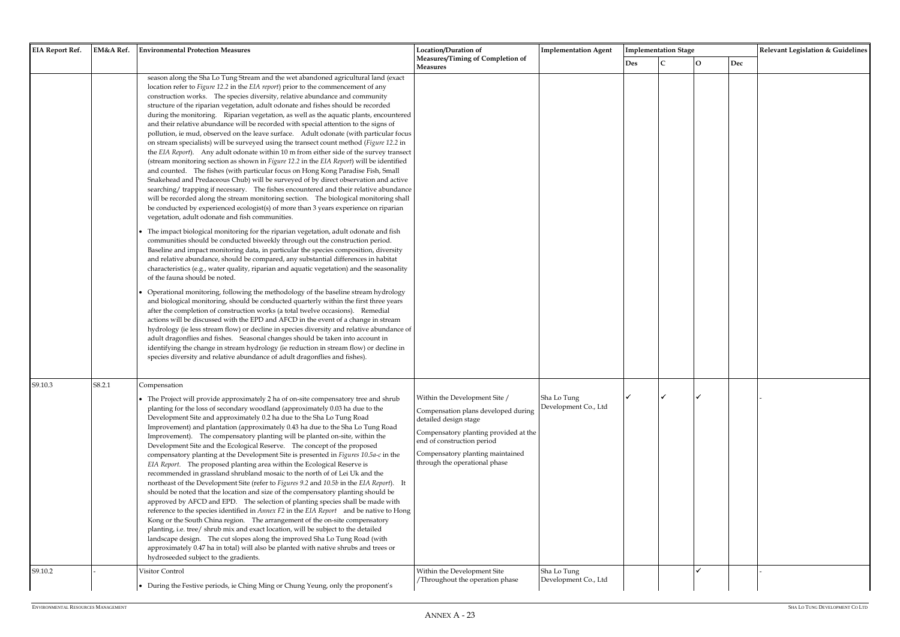| EIA Report Ref. | EM&A Ref. | Environmental Protection Measures | Location/Duration of Measures/Timing of Completion of Measures | Implementation Agent | Implementation Stage | | | | Relevant Legislation & Guidelines |
|---|---|---|---|---|---|---|---|---|---|
| | | | | | Des | C | O | Dec | |
| | | season along the Sha Lo Tung Stream and the wet abandoned agricultural land (exact location refer to *Figure 12.2* in the *EIA report*) prior to the commencement of any construction works. The species diversity, relative abundance and community structure of the riparian vegetation, adult odonate and fishes should be recorded during the monitoring. Riparian vegetation, as well as the aquatic plants, encountered and their relative abundance will be recorded with special attention to the signs of pollution, ie mud, observed on the leave surface. Adult odonate (with particular focus on stream specialists) will be surveyed using the transect count method (*Figure 12.2* in the *EIA Report*). Any adult odonate within 10 m from either side of the survey transect (stream monitoring section as shown in *Figure 12.2* in the *EIA Report*) will be identified and counted. The fishes (with particular focus on Hong Kong Paradise Fish, Small Snakehead and Predaceous Chub) will be surveyed of by direct observation and active searching/ trapping if necessary. The fishes encountered and their relative abundance will be recorded along the stream monitoring section. The biological monitoring shall be conducted by experienced ecologist(s) of more than 3 years experience on riparian vegetation, adult odonate and fish communities.<br>• The impact biological monitoring for the riparian vegetation, adult odonate and fish communities should be conducted biweekly through out the construction period. Baseline and impact monitoring data, in particular the species composition, diversity and relative abundance, should be compared, any substantial differences in habitat characteristics (e.g., water quality, riparian and aquatic vegetation) and the seasonality of the fauna should be noted.<br>• Operational monitoring, following the methodology of the baseline stream hydrology and biological monitoring, should be conducted quarterly within the first three years after the completion of construction works (a total twelve occasions). Remedial actions will be discussed with the EPD and AFCD in the event of a change in stream hydrology (ie less stream flow) or decline in species diversity and relative abundance of adult dragonflies and fishes. Seasonal changes should be taken into account in identifying the change in stream hydrology (ie reduction in stream flow) or decline in species diversity and relative abundance of adult dragonflies and fishes). | | | | | | | |
| S9.10.3 | S8.2.1 | Compensation<br>• The Project will provide approximately 2 ha of on-site compensatory tree and shrub planting for the loss of secondary woodland (approximately 0.03 ha due to the Development Site and approximately 0.2 ha due to the Sha Lo Tung Road Improvement) and plantation (approximately 0.43 ha due to the Sha Lo Tung Road Improvement). The compensatory planting will be planted on-site, within the Development Site and the Ecological Reserve. The concept of the proposed compensatory planting at the Development Site is presented in *Figures 10.5a-c* in the *EIA Report*. The proposed planting area within the Ecological Reserve is recommended in grassland shrubland mosaic to the north of of Lei Uk and the northeast of the Development Site (refer to *Figures 9.2* and *10.5b* in the *EIA Report*). It should be noted that the location and size of the compensatory planting should be approved by AFCD and EPD. The selection of planting species shall be made with reference to the species identified in *Annex F2* in the *EIA Report* and be native to Hong Kong or the South China region. The arrangement of the on-site compensatory planting, i.e. tree/ shrub mix and exact location, will be subject to the detailed landscape design. The cut slopes along the improved Sha Lo Tung Road (with approximately 0.47 ha in total) will also be planted with native shrubs and trees or hydroseeded subject to the gradients. | Within the Development Site /<br>Compensation plans developed during detailed design stage<br>Compensatory planting provided at the end of construction period<br>Compensatory planting maintained through the operational phase | Sha Lo Tung Development Co., Ltd | ✓ | ✓ | ✓ | | - |
| S9.10.2 | - | Visitor Control<br>• During the Festive periods, ie Ching Ming or Chung Yeung, only the proponent's | Within the Development Site /Throughout the operation phase | Sha Lo Tung Development Co., Ltd | | | ✓ | | - |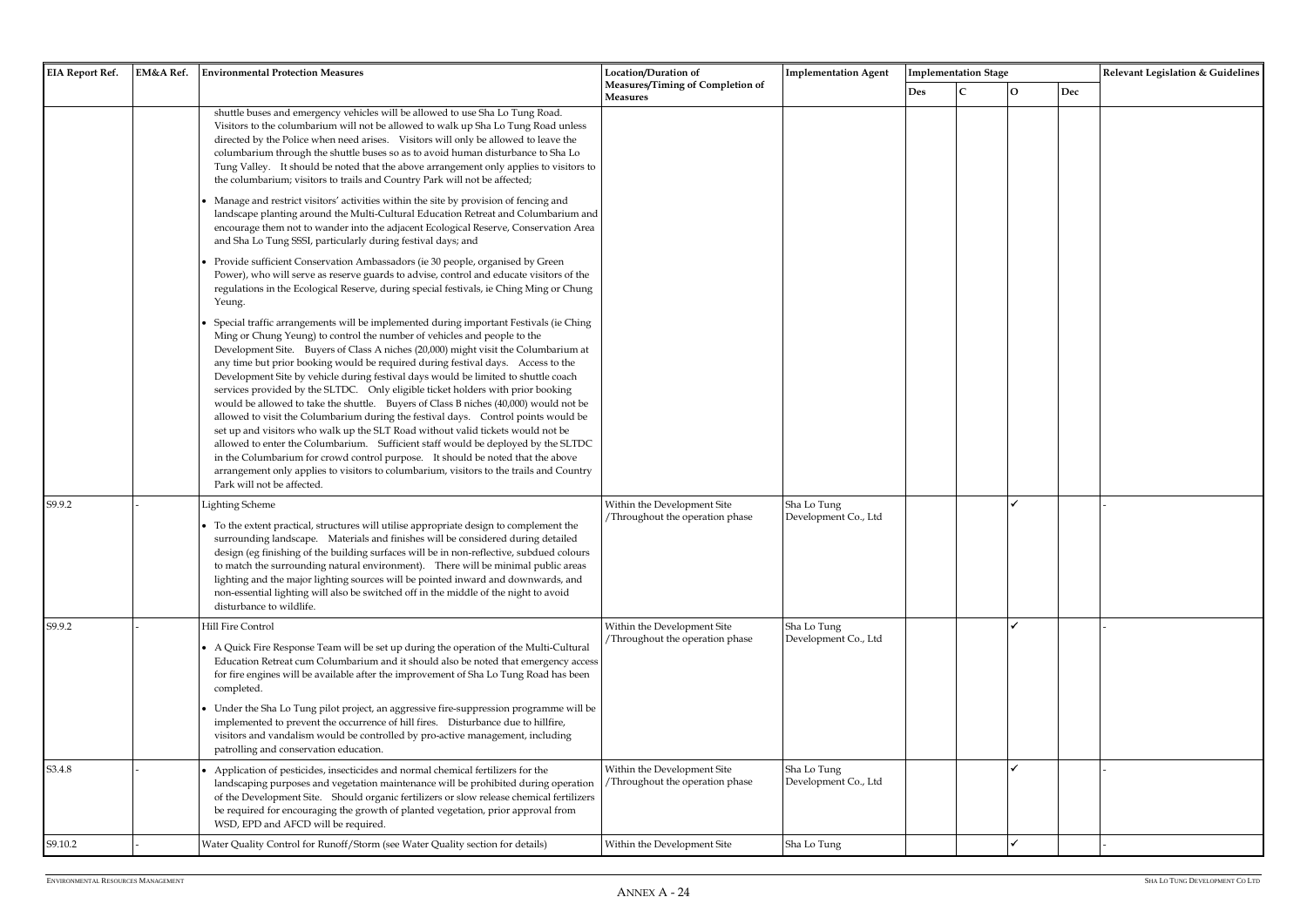| EIA Report Ref. | EM&A Ref. | Environmental Protection Measures | Location/Duration of Measures/Timing of Completion of Measures | Implementation Agent | Implementation Stage | | | | Relevant Legislation & Guidelines |
|---|---|---|---|---|---|---|---|---|---|
| | | | | | Des | C | O | Dec | |
| | | shuttle buses and emergency vehicles will be allowed to use Sha Lo Tung Road. Visitors to the columbarium will not be allowed to walk up Sha Lo Tung Road unless directed by the Police when need arises. Visitors will only be allowed to leave the columbarium through the shuttle buses so as to avoid human disturbance to Sha Lo Tung Valley. It should be noted that the above arrangement only applies to visitors to the columbarium; visitors to trails and Country Park will not be affected;<br>• Manage and restrict visitors' activities within the site by provision of fencing and landscape planting around the Multi-Cultural Education Retreat and Columbarium and encourage them not to wander into the adjacent Ecological Reserve, Conservation Area and Sha Lo Tung SSSI, particularly during festival days; and<br>• Provide sufficient Conservation Ambassadors (ie 30 people, organised by Green Power), who will serve as reserve guards to advise, control and educate visitors of the regulations in the Ecological Reserve, during special festivals, ie Ching Ming or Chung Yeung.<br>• Special traffic arrangements will be implemented during important Festivals (ie Ching Ming or Chung Yeung) to control the number of vehicles and people to the Development Site. Buyers of Class A niches (20,000) might visit the Columbarium at any time but prior booking would be required during festival days. Access to the Development Site by vehicle during festival days would be limited to shuttle coach services provided by the SLTDC. Only eligible ticket holders with prior booking would be allowed to take the shuttle. Buyers of Class B niches (40,000) would not be allowed to visit the Columbarium during the festival days. Control points would be set up and visitors who walk up the SLT Road without valid tickets would not be allowed to enter the Columbarium. Sufficient staff would be deployed by the SLTDC in the Columbarium for crowd control purpose. It should be noted that the above arrangement only applies to visitors to columbarium, visitors to the trails and Country Park will not be affected. | | | | | | | |
| S9.9.2 | - | Lighting Scheme<br>• To the extent practical, structures will utilise appropriate design to complement the surrounding landscape. Materials and finishes will be considered during detailed design (eg finishing of the building surfaces will be in non-reflective, subdued colours to match the surrounding natural environment). There will be minimal public areas lighting and the major lighting sources will be pointed inward and downwards, and non-essential lighting will also be switched off in the middle of the night to avoid disturbance to wildlife. | Within the Development Site /Throughout the operation phase | Sha Lo Tung Development Co., Ltd | | | ✓ | | - |
| S9.9.2 | - | Hill Fire Control<br>• A Quick Fire Response Team will be set up during the operation of the Multi-Cultural Education Retreat cum Columbarium and it should also be noted that emergency access for fire engines will be available after the improvement of Sha Lo Tung Road has been completed.<br>• Under the Sha Lo Tung pilot project, an aggressive fire-suppression programme will be implemented to prevent the occurrence of hill fires. Disturbance due to hillfire, visitors and vandalism would be controlled by pro-active management, including patrolling and conservation education. | Within the Development Site /Throughout the operation phase | Sha Lo Tung Development Co., Ltd | | | ✓ | | - |
| S3.4.8 | - | • Application of pesticides, insecticides and normal chemical fertilizers for the landscaping purposes and vegetation maintenance will be prohibited during operation of the Development Site. Should organic fertilizers or slow release chemical fertilizers be required for encouraging the growth of planted vegetation, prior approval from WSD, EPD and AFCD will be required. | Within the Development Site /Throughout the operation phase | Sha Lo Tung Development Co., Ltd | | | ✓ | | - |
| S9.10.2 | - | Water Quality Control for Runoff/Storm (see Water Quality section for details) | Within the Development Site | Sha Lo Tung | | | ✓ | | - |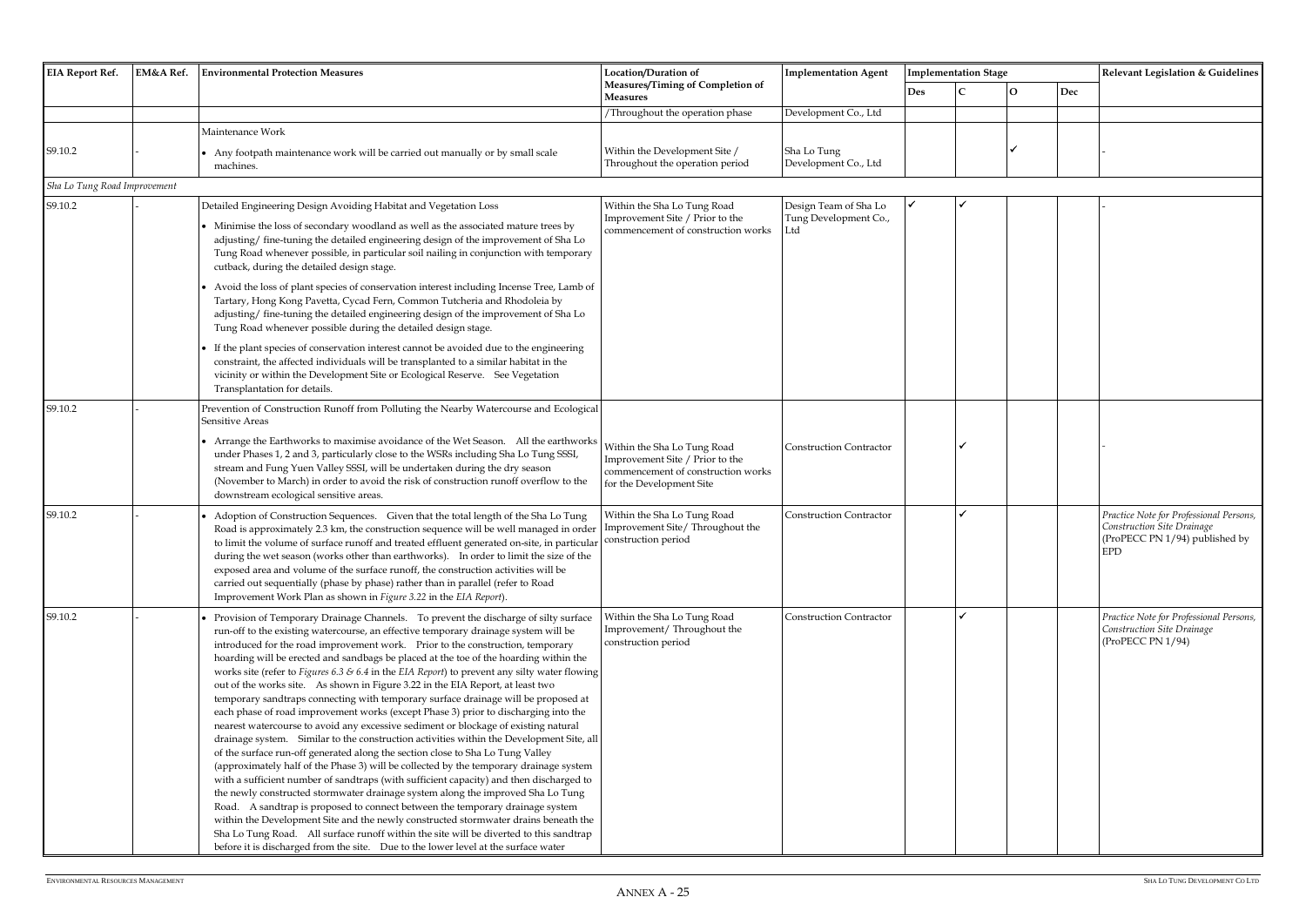| EIA Report Ref. | EM&A Ref. | Environmental Protection Measures | Location/Duration of Measures/Timing of Completion of Measures | Implementation Agent | Implementation Stage | | | | Relevant Legislation & Guidelines |
|---|---|---|---|---|---|---|---|---|---|
| | | | | | Des | C | O | Dec | |
| | | | /Throughout the operation phase | Development Co., Ltd | | | | | |
| S9.10.2 | - | Maintenance Work<br>• Any footpath maintenance work will be carried out manually or by small scale machines. | Within the Development Site / Throughout the operation period | Sha Lo Tung Development Co., Ltd | | | ✓ | | - |
| *Sha Lo Tung Road Improvement* | | | | | | | | | |
| S9.10.2 | - | Detailed Engineering Design Avoiding Habitat and Vegetation Loss<br>• Minimise the loss of secondary woodland as well as the associated mature trees by adjusting/ fine-tuning the detailed engineering design of the improvement of Sha Lo Tung Road whenever possible, in particular soil nailing in conjunction with temporary cutback, during the detailed design stage.<br>• Avoid the loss of plant species of conservation interest including Incense Tree, Lamb of Tartary, Hong Kong Pavetta, Cycad Fern, Common Tutcheria and Rhodoleia by adjusting/ fine-tuning the detailed engineering design of the improvement of Sha Lo Tung Road whenever possible during the detailed design stage.<br>• If the plant species of conservation interest cannot be avoided due to the engineering constraint, the affected individuals will be transplanted to a similar habitat in the vicinity or within the Development Site or Ecological Reserve. See Vegetation Transplantation for details. | Within the Sha Lo Tung Road Improvement Site / Prior to the commencement of construction works | Design Team of Sha Lo Tung Development Co., Ltd | ✓ | ✓ | | | - |
| S9.10.2 | - | Prevention of Construction Runoff from Polluting the Nearby Watercourse and Ecological Sensitive Areas<br>• Arrange the Earthworks to maximise avoidance of the Wet Season. All the earthworks under Phases 1, 2 and 3, particularly close to the WSRs including Sha Lo Tung SSSI, stream and Fung Yuen Valley SSSI, will be undertaken during the dry season (November to March) in order to avoid the risk of construction runoff overflow to the downstream ecological sensitive areas. | Within the Sha Lo Tung Road Improvement Site / Prior to the commencement of construction works for the Development Site | Construction Contractor | | ✓ | | | - |
| S9.10.2 | - | • Adoption of Construction Sequences. Given that the total length of the Sha Lo Tung Road is approximately 2.3 km, the construction sequence will be well managed in order to limit the volume of surface runoff and treated effluent generated on-site, in particular during the wet season (works other than earthworks). In order to limit the size of the exposed area and volume of the surface runoff, the construction activities will be carried out sequentially (phase by phase) rather than in parallel (refer to Road Improvement Work Plan as shown in *Figure 3.22* in the *EIA Report*). | Within the Sha Lo Tung Road Improvement Site/ Throughout the construction period | Construction Contractor | | ✓ | | | *Practice Note for Professional Persons, Construction Site Drainage* (ProPECC PN 1/94) published by EPD |
| S9.10.2 | - | • Provision of Temporary Drainage Channels. To prevent the discharge of silty surface run-off to the existing watercourse, an effective temporary drainage system will be introduced for the road improvement work. Prior to the construction, temporary hoarding will be erected and sandbags be placed at the toe of the hoarding within the works site (refer to *Figures 6.3 & 6.4* in the *EIA Report*) to prevent any silty water flowing out of the works site. As shown in Figure 3.22 in the EIA Report, at least two temporary sandtraps connecting with temporary surface drainage will be proposed at each phase of road improvement works (except Phase 3) prior to discharging into the nearest watercourse to avoid any excessive sediment or blockage of existing natural drainage system. Similar to the construction activities within the Development Site, all of the surface run-off generated along the section close to Sha Lo Tung Valley (approximately half of the Phase 3) will be collected by the temporary drainage system with a sufficient number of sandtraps (with sufficient capacity) and then discharged to the newly constructed stormwater drainage system along the improved Sha Lo Tung Road. A sandtrap is proposed to connect between the temporary drainage system within the Development Site and the newly constructed stormwater drains beneath the Sha Lo Tung Road. All surface runoff within the site will be diverted to this sandtrap before it is discharged from the site. Due to the lower level at the surface water | Within the Sha Lo Tung Road Improvement/ Throughout the construction period | Construction Contractor | | ✓ | | | *Practice Note for Professional Persons, Construction Site Drainage* (ProPECC PN 1/94) |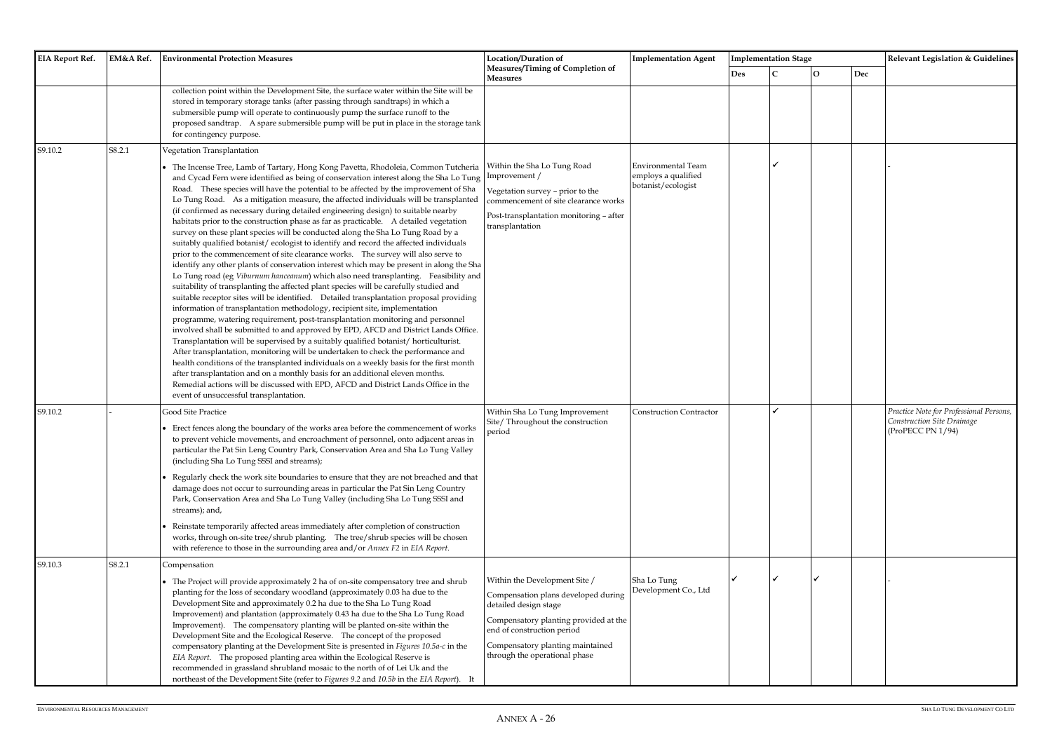| EIA Report Ref. | EM&A Ref. | Environmental Protection Measures | Location/Duration of Measures/Timing of Completion of Measures | Implementation Agent | Implementation Stage | | | | Relevant Legislation & Guidelines |
|---|---|---|---|---|---|---|---|---|---|
| | | | | | Des | C | O | Dec | |
| | | collection point within the Development Site, the surface water within the Site will be stored in temporary storage tanks (after passing through sandtraps) in which a submersible pump will operate to continuously pump the surface runoff to the proposed sandtrap. A spare submersible pump will be put in place in the storage tank for contingency purpose. | | | | | | | |
| S9.10.2 | S8.2.1 | Vegetation Transplantation<br>• The Incense Tree, Lamb of Tartary, Hong Kong Pavetta, Rhodoleia, Common Tutcheria and Cycad Fern were identified as being of conservation interest along the Sha Lo Tung Road. These species will have the potential to be affected by the improvement of Sha Lo Tung Road. As a mitigation measure, the affected individuals will be transplanted (if confirmed as necessary during detailed engineering design) to suitable nearby habitats prior to the construction phase as far as practicable. A detailed vegetation survey on these plant species will be conducted along the Sha Lo Tung Road by a suitably qualified botanist/ ecologist to identify and record the affected individuals prior to the commencement of site clearance works. The survey will also serve to identify any other plants of conservation interest which may be present in along the Sha Lo Tung road (eg *Viburnum hanceanum*) which also need transplanting. Feasibility and suitability of transplanting the affected plant species will be carefully studied and suitable receptor sites will be identified. Detailed transplantation proposal providing information of transplantation methodology, recipient site, implementation programme, watering requirement, post-transplantation monitoring and personnel involved shall be submitted to and approved by EPD, AFCD and District Lands Office. Transplantation will be supervised by a suitably qualified botanist/ horticulturist. After transplantation, monitoring will be undertaken to check the performance and health conditions of the transplanted individuals on a weekly basis for the first month after transplantation and on a monthly basis for an additional eleven months. Remedial actions will be discussed with EPD, AFCD and District Lands Office in the event of unsuccessful transplantation. | Within the Sha Lo Tung Road Improvement /<br>Vegetation survey – prior to the commencement of site clearance works<br>Post-transplantation monitoring – after transplantation | Environmental Team employs a qualified botanist/ecologist | | ✓ | | | - |
| S9.10.2 | - | Good Site Practice<br>• Erect fences along the boundary of the works area before the commencement of works to prevent vehicle movements, and encroachment of personnel, onto adjacent areas in particular the Pat Sin Leng Country Park, Conservation Area and Sha Lo Tung Valley (including Sha Lo Tung SSSI and streams);<br>• Regularly check the work site boundaries to ensure that they are not breached and that damage does not occur to surrounding areas in particular the Pat Sin Leng Country Park, Conservation Area and Sha Lo Tung Valley (including Sha Lo Tung SSSI and streams); and,<br>• Reinstate temporarily affected areas immediately after completion of construction works, through on-site tree/shrub planting. The tree/shrub species will be chosen with reference to those in the surrounding area and/or *Annex F2* in *EIA Report*. | Within Sha Lo Tung Improvement Site/ Throughout the construction period | Construction Contractor | | ✓ | | | *Practice Note for Professional Persons, Construction Site Drainage* (ProPECC PN 1/94) |
| S9.10.3 | S8.2.1 | Compensation<br>• The Project will provide approximately 2 ha of on-site compensatory tree and shrub planting for the loss of secondary woodland (approximately 0.03 ha due to the Development Site and approximately 0.2 ha due to the Sha Lo Tung Road Improvement) and plantation (approximately 0.43 ha due to the Sha Lo Tung Road Improvement). The compensatory planting will be planted on-site within the Development Site and the Ecological Reserve. The concept of the proposed compensatory planting at the Development Site is presented in *Figures 10.5a-c* in the *EIA Report*. The proposed planting area within the Ecological Reserve is recommended in grassland shrubland mosaic to the north of of Lei Uk and the northeast of the Development Site (refer to *Figures 9.2* and *10.5b* in the *EIA Report*). It | Within the Development Site /<br>Compensation plans developed during detailed design stage<br>Compensatory planting provided at the end of construction period<br>Compensatory planting maintained through the operational phase | Sha Lo Tung Development Co., Ltd | ✓ | ✓ | ✓ | | - |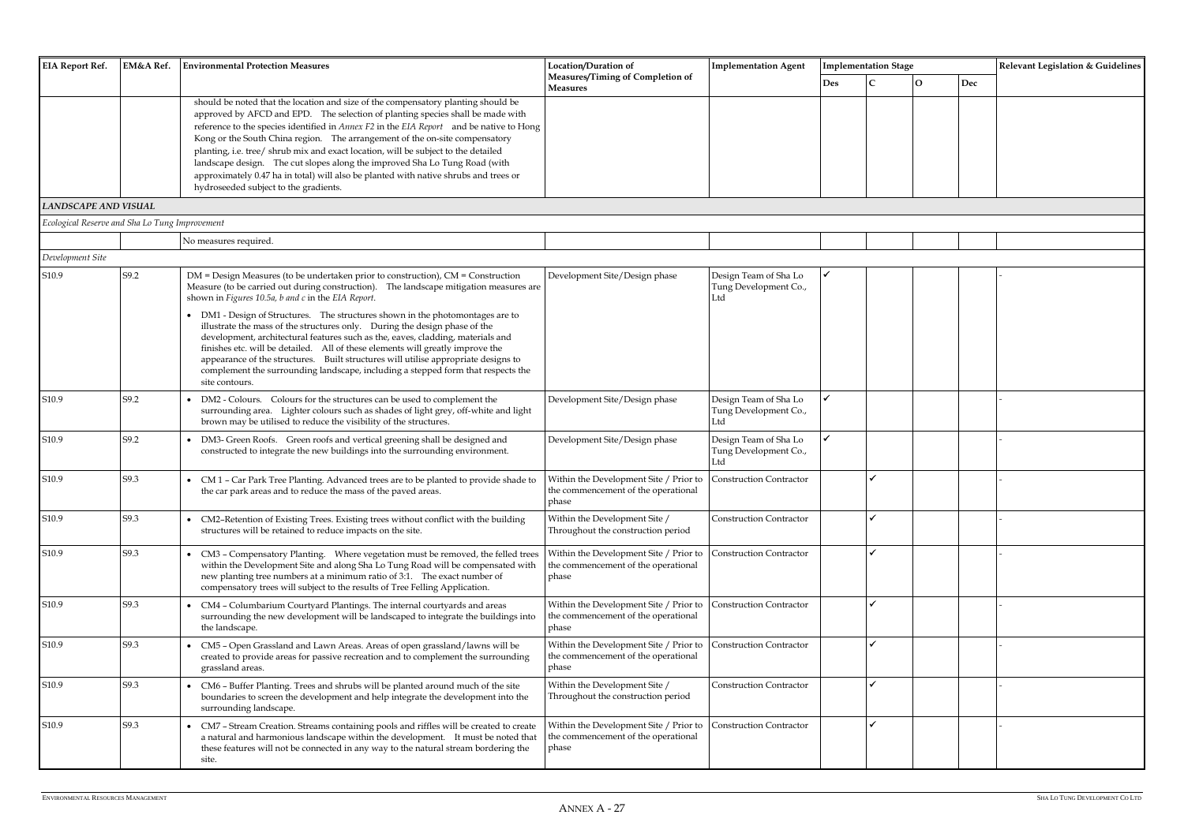| EIA Report Ref. | EM&A Ref. | Environmental Protection Measures | Location/Duration of Measures/Timing of Completion of Measures | Implementation Agent | Implementation Stage | | | | Relevant Legislation & Guidelines |
|---|---|---|---|---|---|---|---|---|---|
| | | | | | Des | C | O | Dec | |
| | | should be noted that the location and size of the compensatory planting should be approved by AFCD and EPD. The selection of planting species shall be made with reference to the species identified in *Annex F2* in the *EIA Report* and be native to Hong Kong or the South China region. The arrangement of the on-site compensatory planting, i.e. tree/ shrub mix and exact location, will be subject to the detailed landscape design. The cut slopes along the improved Sha Lo Tung Road (with approximately 0.47 ha in total) will also be planted with native shrubs and trees or hydroseeded subject to the gradients. | | | | | | | |
| ***LANDSCAPE AND VISUAL*** | | | | | | | | | |
| *Ecological Reserve and Sha Lo Tung Improvement* | | | | | | | | | |
| | | No measures required. | | | | | | | |
| *Development Site* | | | | | | | | | |
| S10.9 | S9.2 | DM = Design Measures (to be undertaken prior to construction), CM = Construction Measure (to be carried out during construction). The landscape mitigation measures are shown in *Figures 10.5a, b and c* in the *EIA Report*.<br>• DM1 - Design of Structures. The structures shown in the photomontages are to illustrate the mass of the structures only. During the design phase of the development, architectural features such as the, eaves, cladding, materials and finishes etc. will be detailed. All of these elements will greatly improve the appearance of the structures. Built structures will utilise appropriate designs to complement the surrounding landscape, including a stepped form that respects the site contours. | Development Site/Design phase | Design Team of Sha Lo Tung Development Co., Ltd | ✓ | | | | - |
| S10.9 | S9.2 | • DM2 - Colours. Colours for the structures can be used to complement the surrounding area. Lighter colours such as shades of light grey, off-white and light brown may be utilised to reduce the visibility of the structures. | Development Site/Design phase | Design Team of Sha Lo Tung Development Co., Ltd | ✓ | | | | - |
| S10.9 | S9.2 | • DM3- Green Roofs. Green roofs and vertical greening shall be designed and constructed to integrate the new buildings into the surrounding environment. | Development Site/Design phase | Design Team of Sha Lo Tung Development Co., Ltd | ✓ | | | | - |
| S10.9 | S9.3 | • CM 1 – Car Park Tree Planting. Advanced trees are to be planted to provide shade to the car park areas and to reduce the mass of the paved areas. | Within the Development Site / Prior to the commencement of the operational phase | Construction Contractor | | ✓ | | | - |
| S10.9 | S9.3 | • CM2–Retention of Existing Trees. Existing trees without conflict with the building structures will be retained to reduce impacts on the site. | Within the Development Site / Throughout the construction period | Construction Contractor | | ✓ | | | - |
| S10.9 | S9.3 | • CM3 – Compensatory Planting. Where vegetation must be removed, the felled trees within the Development Site and along Sha Lo Tung Road will be compensated with new planting tree numbers at a minimum ratio of 3:1. The exact number of compensatory trees will subject to the results of Tree Felling Application. | Within the Development Site / Prior to the commencement of the operational phase | Construction Contractor | | ✓ | | | - |
| S10.9 | S9.3 | • CM4 – Columbarium Courtyard Plantings. The internal courtyards and areas surrounding the new development will be landscaped to integrate the buildings into the landscape. | Within the Development Site / Prior to the commencement of the operational phase | Construction Contractor | | ✓ | | | - |
| S10.9 | S9.3 | • CM5 – Open Grassland and Lawn Areas. Areas of open grassland/lawns will be created to provide areas for passive recreation and to complement the surrounding grassland areas. | Within the Development Site / Prior to the commencement of the operational phase | Construction Contractor | | ✓ | | | - |
| S10.9 | S9.3 | • CM6 – Buffer Planting. Trees and shrubs will be planted around much of the site boundaries to screen the development and help integrate the development into the surrounding landscape. | Within the Development Site / Throughout the construction period | Construction Contractor | | ✓ | | | - |
| S10.9 | S9.3 | • CM7 – Stream Creation. Streams containing pools and riffles will be created to create a natural and harmonious landscape within the development. It must be noted that these features will not be connected in any way to the natural stream bordering the site. | Within the Development Site / Prior to the commencement of the operational phase | Construction Contractor | | ✓ | | | - |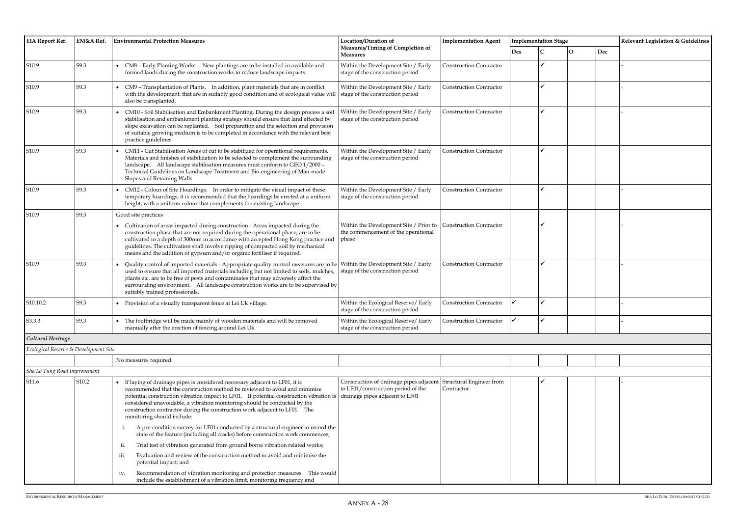| EIA Report Ref. | EM&A Ref. | Environmental Protection Measures | Location/Duration of Measures/Timing of Completion of Measures | Implementation Agent | Implementation Stage | | | | Relevant Legislation & Guidelines |
|---|---|---|---|---|---|---|---|---|---|
| | | | | | Des | C | O | Dec | |
| S10.9 | S9.3 | • CM8 – Early Planting Works. New plantings are to be installed in available and formed lands during the construction works to reduce landscape impacts. | Within the Development Site / Early stage of the construction period | Construction Contractor | | ✓ | | | - |
| S10.9 | S9.3 | • CM9 – Transplantation of Plants. In addition, plant materials that are in conflict with the development, that are in suitably good condition and of ecological value will also be transplanted. | Within the Development Site / Early stage of the construction period | Construction Contractor | | ✓ | | | - |
| S10.9 | S9.3 | • CM10 - Soil Stabilisation and Embankment Planting. During the design process a soil stabilisation and embankment planting strategy should ensure that land affected by slope excavation can be replanted. Soil preparation and the selection and provision of suitable growing medium is to be completed in accordance with the relevant best practice guidelines | Within the Development Site / Early stage of the construction period | Construction Contractor | | ✓ | | | - |
| S10.9 | S9.3 | • CM11 - Cut Stabilisation Areas of cut to be stabilized for operational requirements. Materials and finishes of stabilization to be selected to complement the surrounding landscape. All landscape stabilisation measures must conform to GEO 1/2000 – Technical Guidelines on Landscape Treatment and Bio-engineering of Man-made Slopes and Retaining Walls. | Within the Development Site / Early stage of the construction period | Construction Contractor | | ✓ | | | - |
| S10.9 | S9.3 | • CM12 - Colour of Site Hoardings. In order to mitigate the visual impact of these temporary hoardings, it is recommended that the hoardings be erected at a uniform height, with a uniform colour that complements the existing landscape. | Within the Development Site / Early stage of the construction period | Construction Contractor | | ✓ | | | - |
| S10.9 | S9.3 | Good site practices<br>• Cultivation of areas impacted during construction - Areas impacted during the construction phase that are not required during the operational phase, are to be cultivated to a depth of 300mm in accordance with accepted Hong Kong practice and guidelines. The cultivation shall involve ripping of compacted soil by mechanical means and the addition of gypsum and/or organic fertiliser if required. | Within the Development Site / Prior to the commencement of the operational phase | Construction Contractor | | ✓ | | | - |
| S10.9 | S9.3 | • Quality control of imported materials - Appropriate quality control measures are to be used to ensure that all imported materials including but not limited to soils, mulches, plants etc. are to be free of pests and contaminates that may adversely affect the surrounding environment. All landscape construction works are to be supervised by suitably trained professionals. | Within the Development Site / Early stage of the construction period | Construction Contractor | | ✓ | | | - |
| S10.10.2 | S9.3 | • Provision of a visually transparent fence at Lei Uk village. | Within the Ecological Reserve/ Early stage of the construction period | Construction Contractor | ✓ | ✓ | | | - |
| S3.3.3 | S9.3 | • The footbridge will be made mainly of wooden materials and will be removed manually after the erection of fencing around Lei Uk. | Within the Ecological Reserve/ Early stage of the construction period | Construction Contractor | ✓ | ✓ | | | - |
| ***Cultural Heritage*** | | | | | | | | | |
| *Ecological Reserve & Development Site* | | | | | | | | | |
| | | No measures required. | | | | | | | |
| *Sha Lo Tung Road Improvement* | | | | | | | | | |
| S11.6 | S10.2 | • If laying of drainage pipes is considered necessary adjacent to LF01, it is recommended that the construction method be reviewed to avoid and minimise potential construction vibration impact to LF01. If potential construction vibration is considered unavoidable, a vibration monitoring should be conducted by the construction contractor during the construction work adjacent to LF01. The monitoring should include:<br>i. A pre-condition survey for LF01 conducted by a structural engineer to record the state of the feature (including all cracks) before construction work commences;<br>ii. Trial test of vibration generated from ground borne vibration related works;<br>iii. Evaluation and review of the construction method to avoid and minimise the potential impact; and<br>iv. Recommendation of vibration monitoring and protection measures. This would include the establishment of a vibration limit, monitoring frequency and | Construction of drainage pipes adjacent to LF01/construction period of the drainage pipes adjacent to LF01 | Structural Engineer from Contractor | | ✓ | | | - |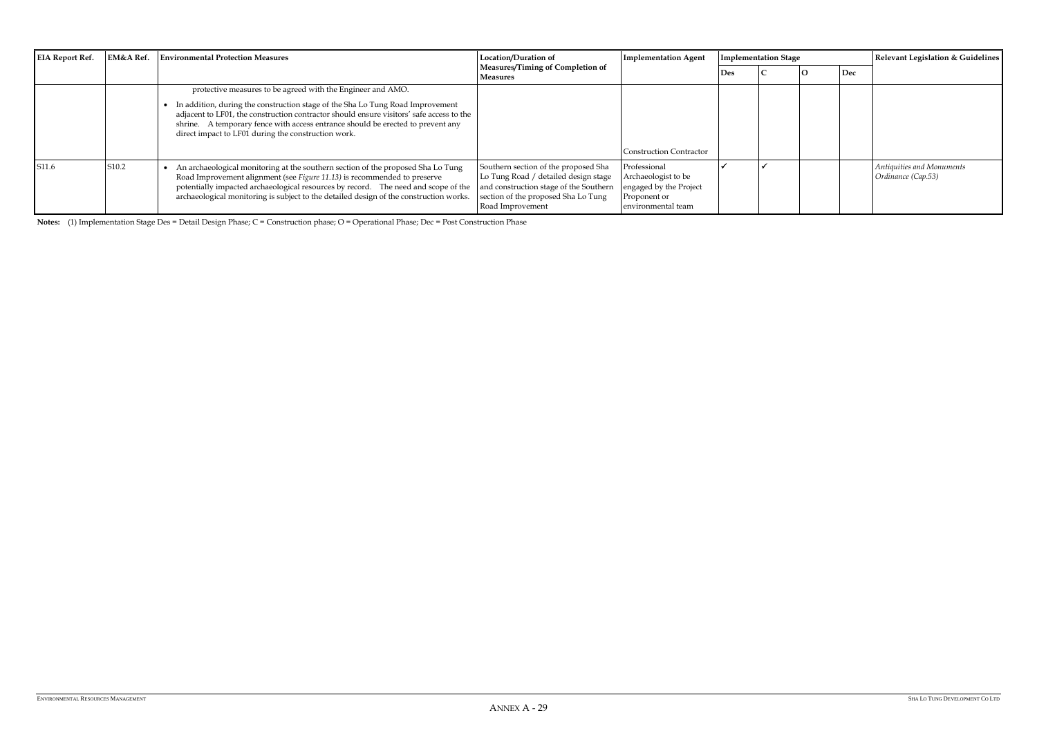| EIA Report Ref. | EM&A Ref. | Environmental Protection Measures | Location/Duration of Measures/Timing of Completion of Measures | Implementation Agent | Implementation Stage | | | | Relevant Legislation & Guidelines |
|---|---|---|---|---|---|---|---|---|---|
| | | | | | Des | C | O | Dec | |
| | | protective measures to be agreed with the Engineer and AMO.<br>• In addition, during the construction stage of the Sha Lo Tung Road Improvement adjacent to LF01, the construction contractor should ensure visitors' safe access to the shrine. A temporary fence with access entrance should be erected to prevent any direct impact to LF01 during the construction work. | | Construction Contractor | | | | | |
| S11.6 | S10.2 | • An archaeological monitoring at the southern section of the proposed Sha Lo Tung Road Improvement alignment (see *Figure 11.13)* is recommended to preserve potentially impacted archaeological resources by record. The need and scope of the archaeological monitoring is subject to the detailed design of the construction works. | Southern section of the proposed Sha Lo Tung Road / detailed design stage and construction stage of the Southern section of the proposed Sha Lo Tung Road Improvement | Professional Archaeologist to be engaged by the Project Proponent or environmental team | ✓ | ✓ | | | *Antiquities and Monuments Ordinance (Cap.53)* |

**Notes:** (1) Implementation Stage Des = Detail Design Phase; C = Construction phase; O = Operational Phase; Dec = Post Construction Phase